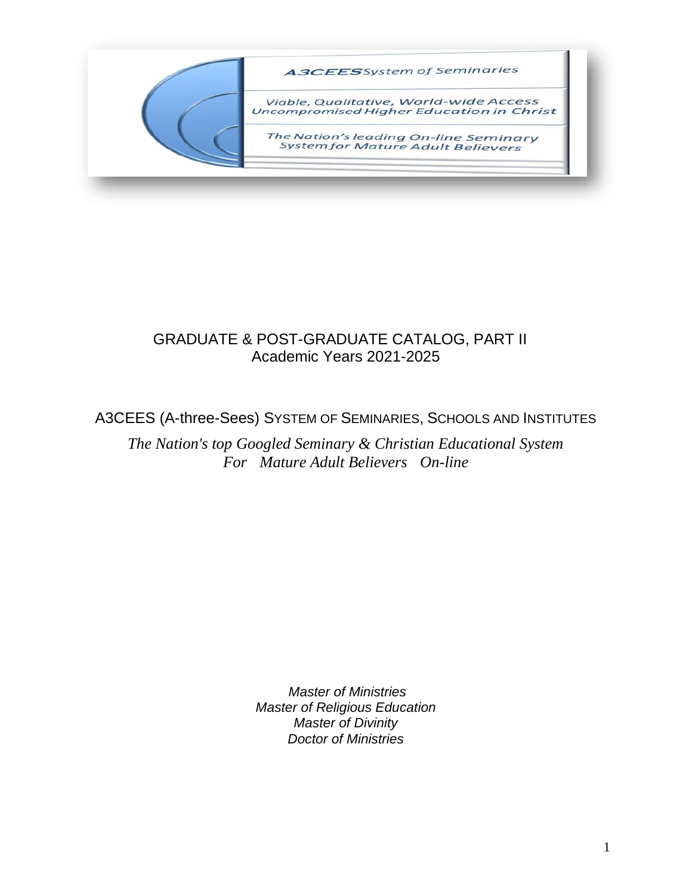A3CEES System of Seminaries

Viable, Qualitative, World-wide Access Uncompromised Higher Education in Christ

The Nation's leading On-line Seminary System for Mature Adult Believers

# GRADUATE & POST-GRADUATE CATALOG, PART II
## Academic Years 2021-2025

## A3CEES (A-three-Sees) SYSTEM OF SEMINARIES, SCHOOLS AND INSTITUTES

*The Nation's top Googled Seminary & Christian Educational System For Mature Adult Believers On-line*

*Master of Ministries*
*Master of Religious Education*
*Master of Divinity*
*Doctor of Ministries*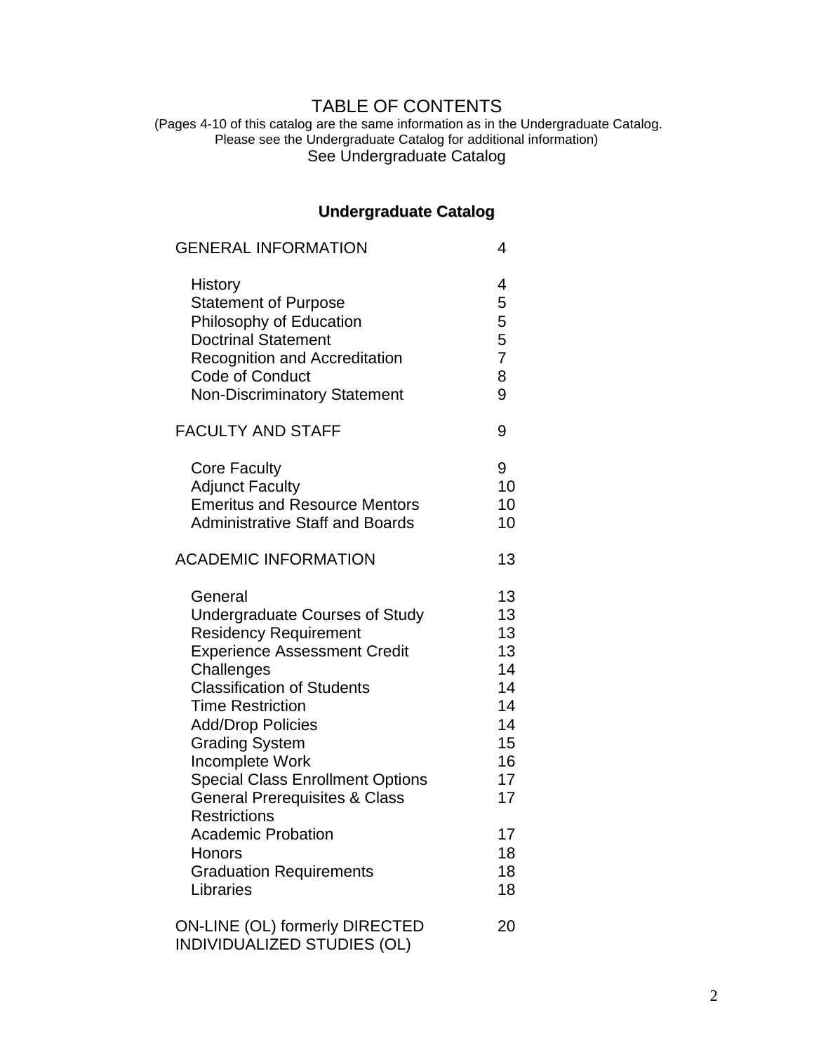# TABLE OF CONTENTS

(Pages 4-10 of this catalog are the same information as in the Undergraduate Catalog. Please see the Undergraduate Catalog for additional information)

See Undergraduate Catalog

## Undergraduate Catalog

| | |
|---|---|
| GENERAL INFORMATION | 4 |
| History | 4 |
| Statement of Purpose | 5 |
| Philosophy of Education | 5 |
| Doctrinal Statement | 5 |
| Recognition and Accreditation | 7 |
| Code of Conduct | 8 |
| Non-Discriminatory Statement | 9 |
| FACULTY AND STAFF | 9 |
| Core Faculty | 9 |
| Adjunct Faculty | 10 |
| Emeritus and Resource Mentors | 10 |
| Administrative Staff and Boards | 10 |
| ACADEMIC INFORMATION | 13 |
| General | 13 |
| Undergraduate Courses of Study | 13 |
| Residency Requirement | 13 |
| Experience Assessment Credit | 13 |
| Challenges | 14 |
| Classification of Students | 14 |
| Time Restriction | 14 |
| Add/Drop Policies | 14 |
| Grading System | 15 |
| Incomplete Work | 16 |
| Special Class Enrollment Options | 17 |
| General Prerequisites & Class Restrictions | 17 |
| Academic Probation | 17 |
| Honors | 18 |
| Graduation Requirements | 18 |
| Libraries | 18 |
| ON-LINE (OL) formerly DIRECTED INDIVIDUALIZED STUDIES (OL) | 20 |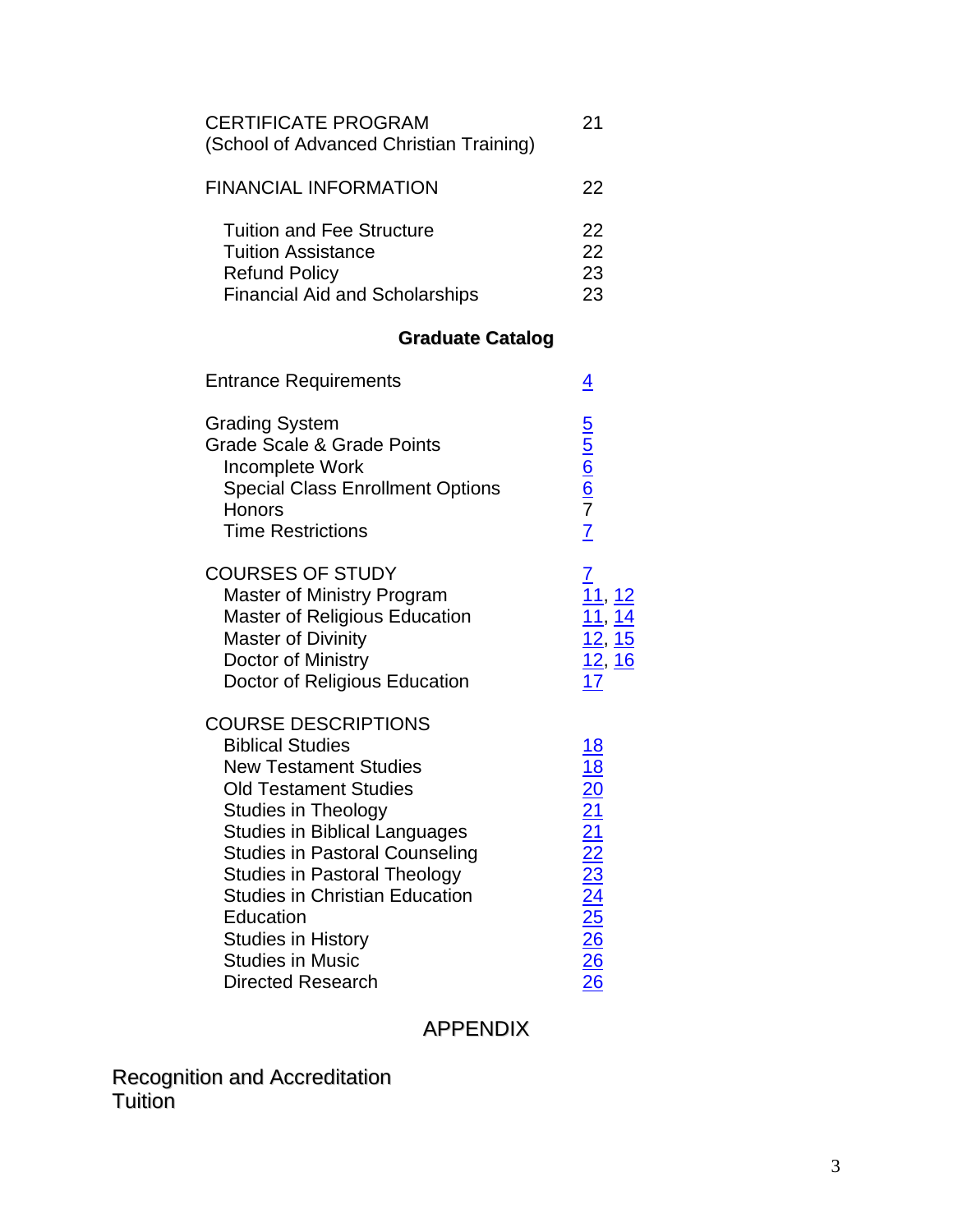| | |
|---|---|
| CERTIFICATE PROGRAM<br>(School of Advanced Christian Training) | 21 |
| FINANCIAL INFORMATION | 22 |
| Tuition and Fee Structure | 22 |
| Tuition Assistance | 22 |
| Refund Policy | 23 |
| Financial Aid and Scholarships | 23 |

## Graduate Catalog

| | |
|---|---|
| Entrance Requirements | 4 |
| Grading System | 5 |
| Grade Scale & Grade Points | 5 |
| Incomplete Work | 6 |
| Special Class Enrollment Options | 6 |
| Honors | 7 |
| Time Restrictions | 7 |
| COURSES OF STUDY | 7 |
| Master of Ministry Program | 11, 12 |
| Master of Religious Education | 11, 14 |
| Master of Divinity | 12, 15 |
| Doctor of Ministry | 12, 16 |
| Doctor of Religious Education | 17 |
| COURSE DESCRIPTIONS | |
| Biblical Studies | 18 |
| New Testament Studies | 18 |
| Old Testament Studies | 20 |
| Studies in Theology | 21 |
| Studies in Biblical Languages | 21 |
| Studies in Pastoral Counseling | 22 |
| Studies in Pastoral Theology | 23 |
| Studies in Christian Education | 24 |
| Education | 25 |
| Studies in History | 26 |
| Studies in Music | 26 |
| Directed Research | 26 |

## APPENDIX

Recognition and Accreditation
Tuition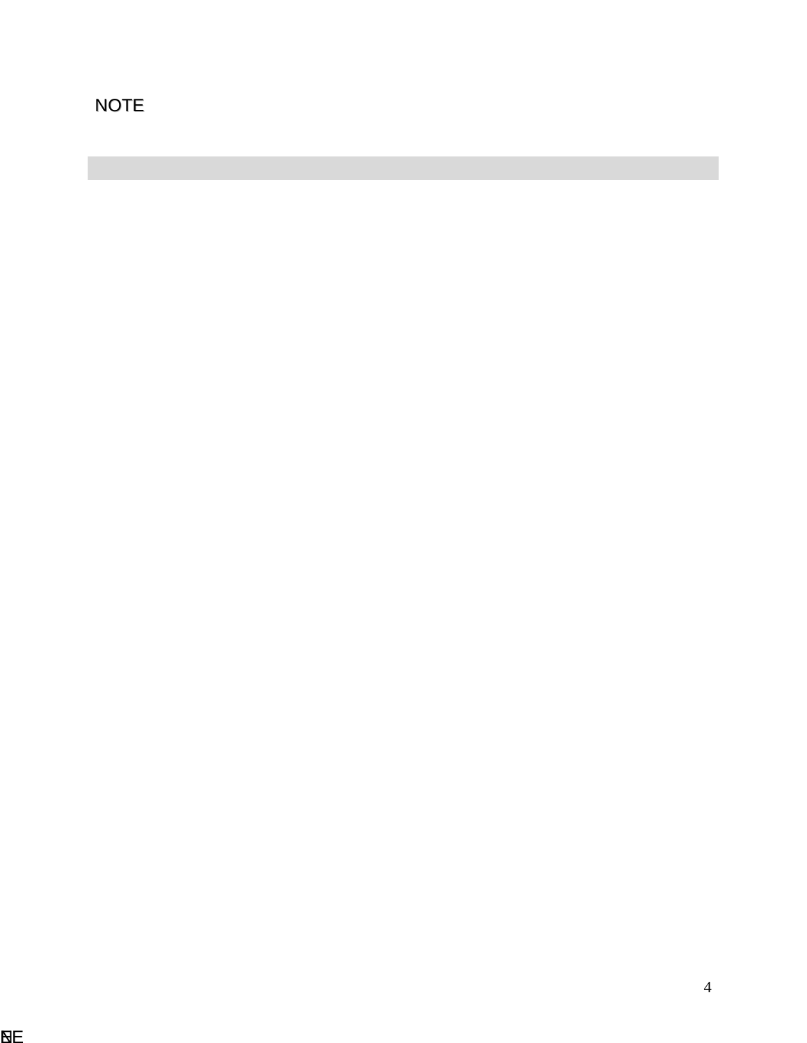NOTE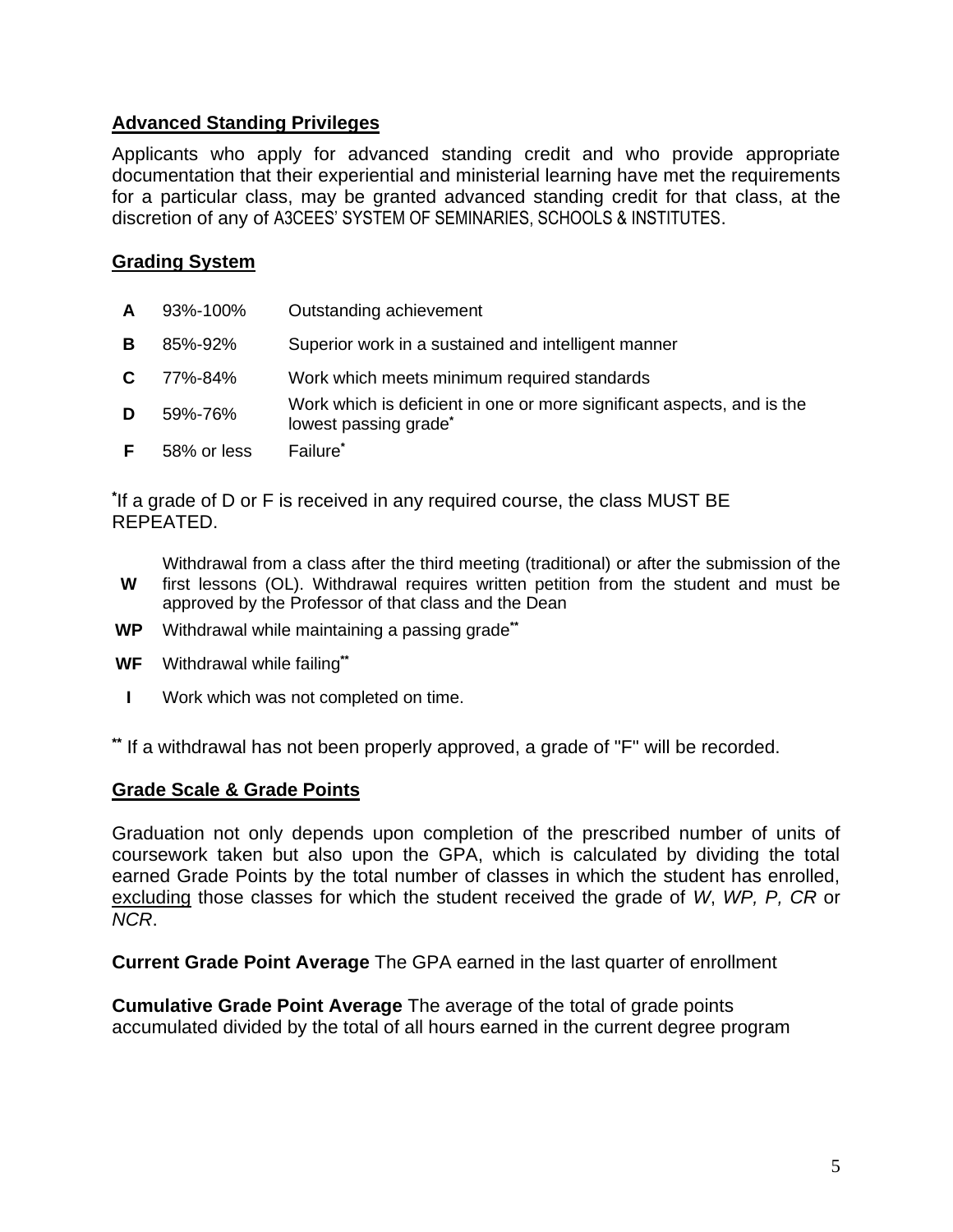## Advanced Standing Privileges

Applicants who apply for advanced standing credit and who provide appropriate documentation that their experiential and ministerial learning have met the requirements for a particular class, may be granted advanced standing credit for that class, at the discretion of any of A3CEES' SYSTEM OF SEMINARIES, SCHOOLS & INSTITUTES.

## Grading System

| | | |
|---|---|---|
| **A** | 93%-100% | Outstanding achievement |
| **B** | 85%-92% | Superior work in a sustained and intelligent manner |
| **C** | 77%-84% | Work which meets minimum required standards |
| **D** | 59%-76% | Work which is deficient in one or more significant aspects, and is the lowest passing grade* |
| **F** | 58% or less | Failure* |

*If a grade of D or F is received in any required course, the class MUST BE REPEATED.

| | |
|---|---|
| **W** | Withdrawal from a class after the third meeting (traditional) or after the submission of the first lessons (OL). Withdrawal requires written petition from the student and must be approved by the Professor of that class and the Dean |
| **WP** | Withdrawal while maintaining a passing grade** |
| **WF** | Withdrawal while failing** |
| **I** | Work which was not completed on time. |

** If a withdrawal has not been properly approved, a grade of "F" will be recorded.

## Grade Scale & Grade Points

Graduation not only depends upon completion of the prescribed number of units of coursework taken but also upon the GPA, which is calculated by dividing the total earned Grade Points by the total number of classes in which the student has enrolled, excluding those classes for which the student received the grade of *W*, *WP, P, CR* or *NCR*.

**Current Grade Point Average** The GPA earned in the last quarter of enrollment

**Cumulative Grade Point Average** The average of the total of grade points accumulated divided by the total of all hours earned in the current degree program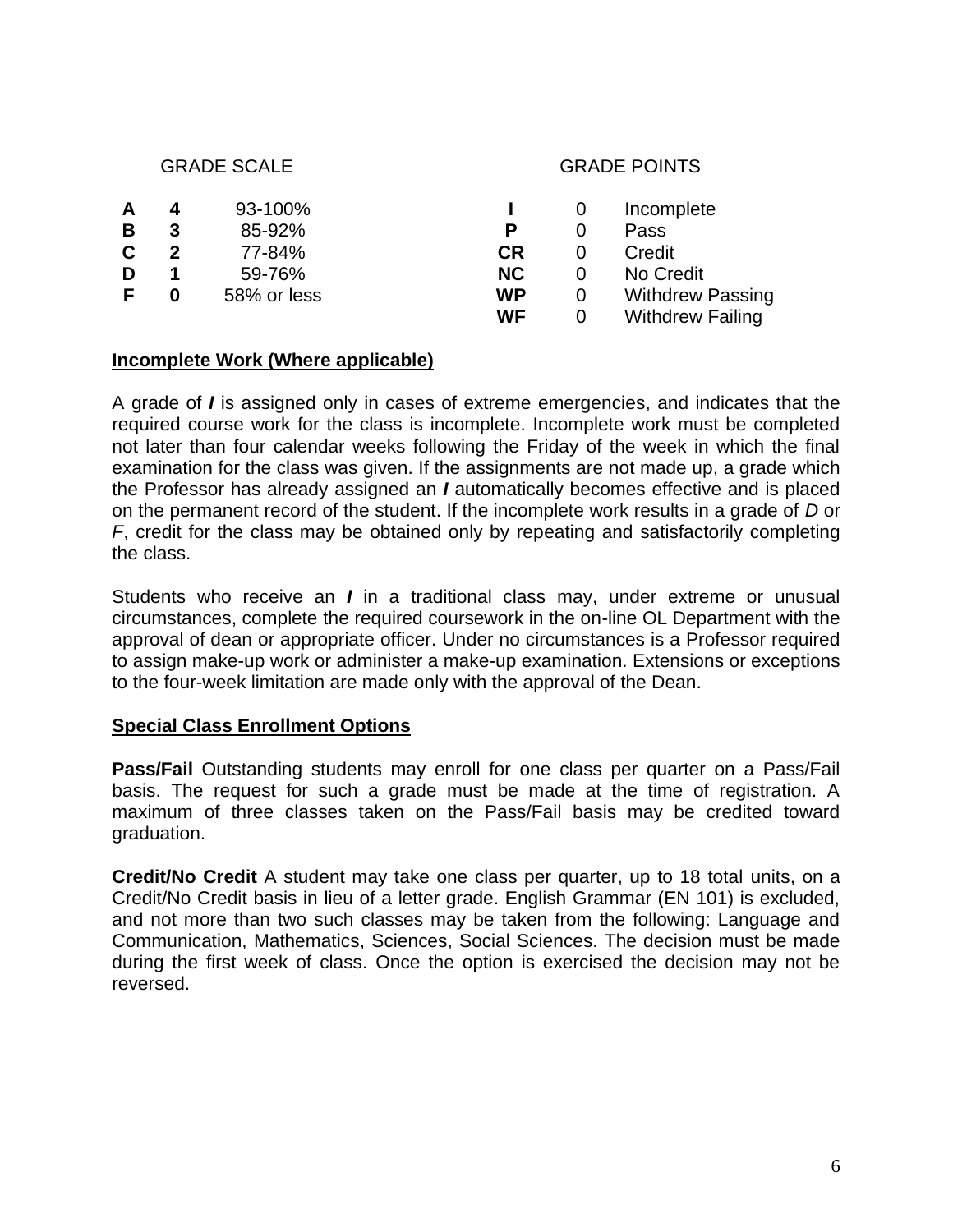| GRADE SCALE | | |
|---|---|---|
| **A** | **4** | 93-100% |
| **B** | **3** | 85-92% |
| **C** | **2** | 77-84% |
| **D** | **1** | 59-76% |
| **F** | **0** | 58% or less |

| GRADE POINTS | | |
|---|---|---|
| **I** | 0 | Incomplete |
| **P** | 0 | Pass |
| **CR** | 0 | Credit |
| **NC** | 0 | No Credit |
| **WP** | 0 | Withdrew Passing |
| **WF** | 0 | Withdrew Failing |

**Incomplete Work (Where applicable)**

A grade of ***I*** is assigned only in cases of extreme emergencies, and indicates that the required course work for the class is incomplete. Incomplete work must be completed not later than four calendar weeks following the Friday of the week in which the final examination for the class was given. If the assignments are not made up, a grade which the Professor has already assigned an ***I*** automatically becomes effective and is placed on the permanent record of the student. If the incomplete work results in a grade of *D* or *F*, credit for the class may be obtained only by repeating and satisfactorily completing the class.

Students who receive an ***I*** in a traditional class may, under extreme or unusual circumstances, complete the required coursework in the on-line OL Department with the approval of dean or appropriate officer. Under no circumstances is a Professor required to assign make-up work or administer a make-up examination. Extensions or exceptions to the four-week limitation are made only with the approval of the Dean.

**Special Class Enrollment Options**

**Pass/Fail** Outstanding students may enroll for one class per quarter on a Pass/Fail basis. The request for such a grade must be made at the time of registration. A maximum of three classes taken on the Pass/Fail basis may be credited toward graduation.

**Credit/No Credit** A student may take one class per quarter, up to 18 total units, on a Credit/No Credit basis in lieu of a letter grade. English Grammar (EN 101) is excluded, and not more than two such classes may be taken from the following: Language and Communication, Mathematics, Sciences, Social Sciences. The decision must be made during the first week of class. Once the option is exercised the decision may not be reversed.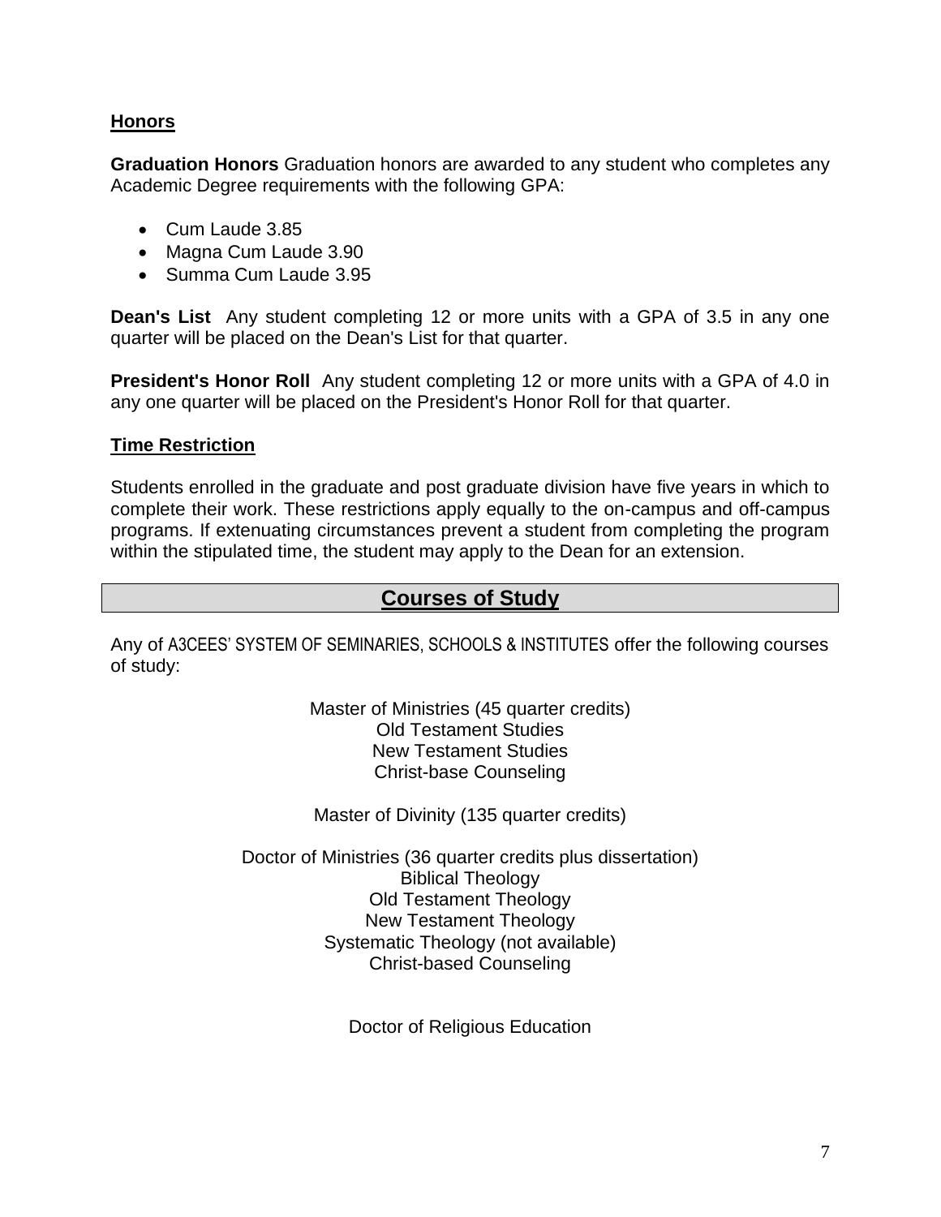## Honors

**Graduation Honors** Graduation honors are awarded to any student who completes any Academic Degree requirements with the following GPA:

- Cum Laude 3.85
- Magna Cum Laude 3.90
- Summa Cum Laude 3.95

**Dean's List** Any student completing 12 or more units with a GPA of 3.5 in any one quarter will be placed on the Dean's List for that quarter.

**President's Honor Roll** Any student completing 12 or more units with a GPA of 4.0 in any one quarter will be placed on the President's Honor Roll for that quarter.

## Time Restriction

Students enrolled in the graduate and post graduate division have five years in which to complete their work. These restrictions apply equally to the on-campus and off-campus programs. If extenuating circumstances prevent a student from completing the program within the stipulated time, the student may apply to the Dean for an extension.

# Courses of Study

Any of A3CEES' SYSTEM OF SEMINARIES, SCHOOLS & INSTITUTES offer the following courses of study:

Master of Ministries (45 quarter credits)
Old Testament Studies
New Testament Studies
Christ-base Counseling

Master of Divinity (135 quarter credits)

Doctor of Ministries (36 quarter credits plus dissertation)
Biblical Theology
Old Testament Theology
New Testament Theology
Systematic Theology (not available)
Christ-based Counseling

Doctor of Religious Education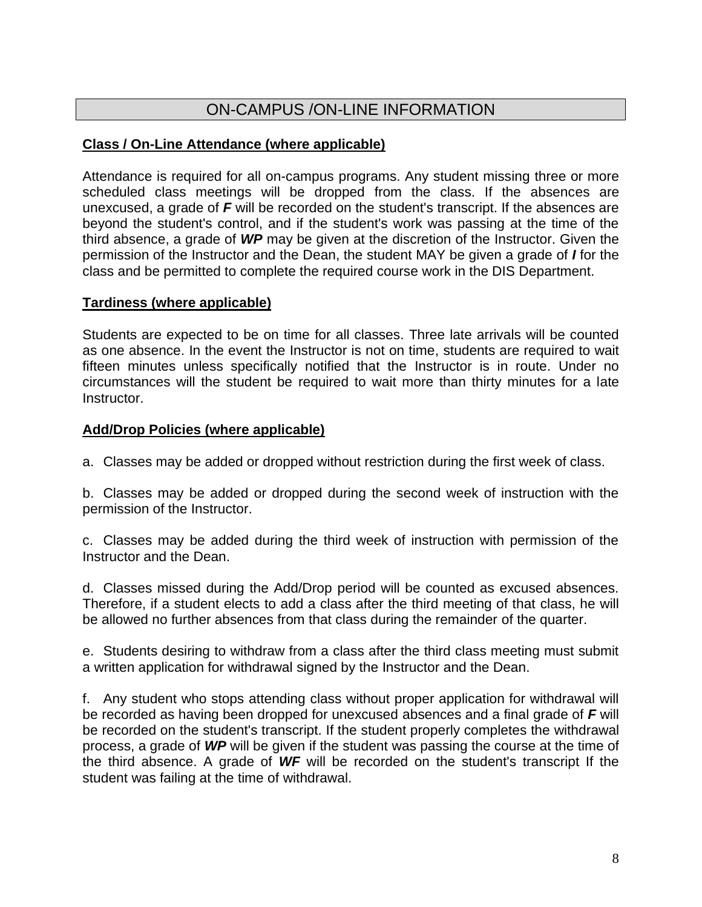## ON-CAMPUS /ON-LINE INFORMATION

**Class / On-Line Attendance (where applicable)**

Attendance is required for all on-campus programs. Any student missing three or more scheduled class meetings will be dropped from the class. If the absences are unexcused, a grade of ***F*** will be recorded on the student's transcript. If the absences are beyond the student's control, and if the student's work was passing at the time of the third absence, a grade of ***WP*** may be given at the discretion of the Instructor. Given the permission of the Instructor and the Dean, the student MAY be given a grade of ***I*** for the class and be permitted to complete the required course work in the DIS Department.

**Tardiness (where applicable)**

Students are expected to be on time for all classes. Three late arrivals will be counted as one absence. In the event the Instructor is not on time, students are required to wait fifteen minutes unless specifically notified that the Instructor is in route. Under no circumstances will the student be required to wait more than thirty minutes for a late Instructor.

**Add/Drop Policies (where applicable)**

a. Classes may be added or dropped without restriction during the first week of class.

b. Classes may be added or dropped during the second week of instruction with the permission of the Instructor.

c. Classes may be added during the third week of instruction with permission of the Instructor and the Dean.

d. Classes missed during the Add/Drop period will be counted as excused absences. Therefore, if a student elects to add a class after the third meeting of that class, he will be allowed no further absences from that class during the remainder of the quarter.

e. Students desiring to withdraw from a class after the third class meeting must submit a written application for withdrawal signed by the Instructor and the Dean.

f. Any student who stops attending class without proper application for withdrawal will be recorded as having been dropped for unexcused absences and a final grade of ***F*** will be recorded on the student's transcript. If the student properly completes the withdrawal process, a grade of ***WP*** will be given if the student was passing the course at the time of the third absence. A grade of ***WF*** will be recorded on the student's transcript If the student was failing at the time of withdrawal.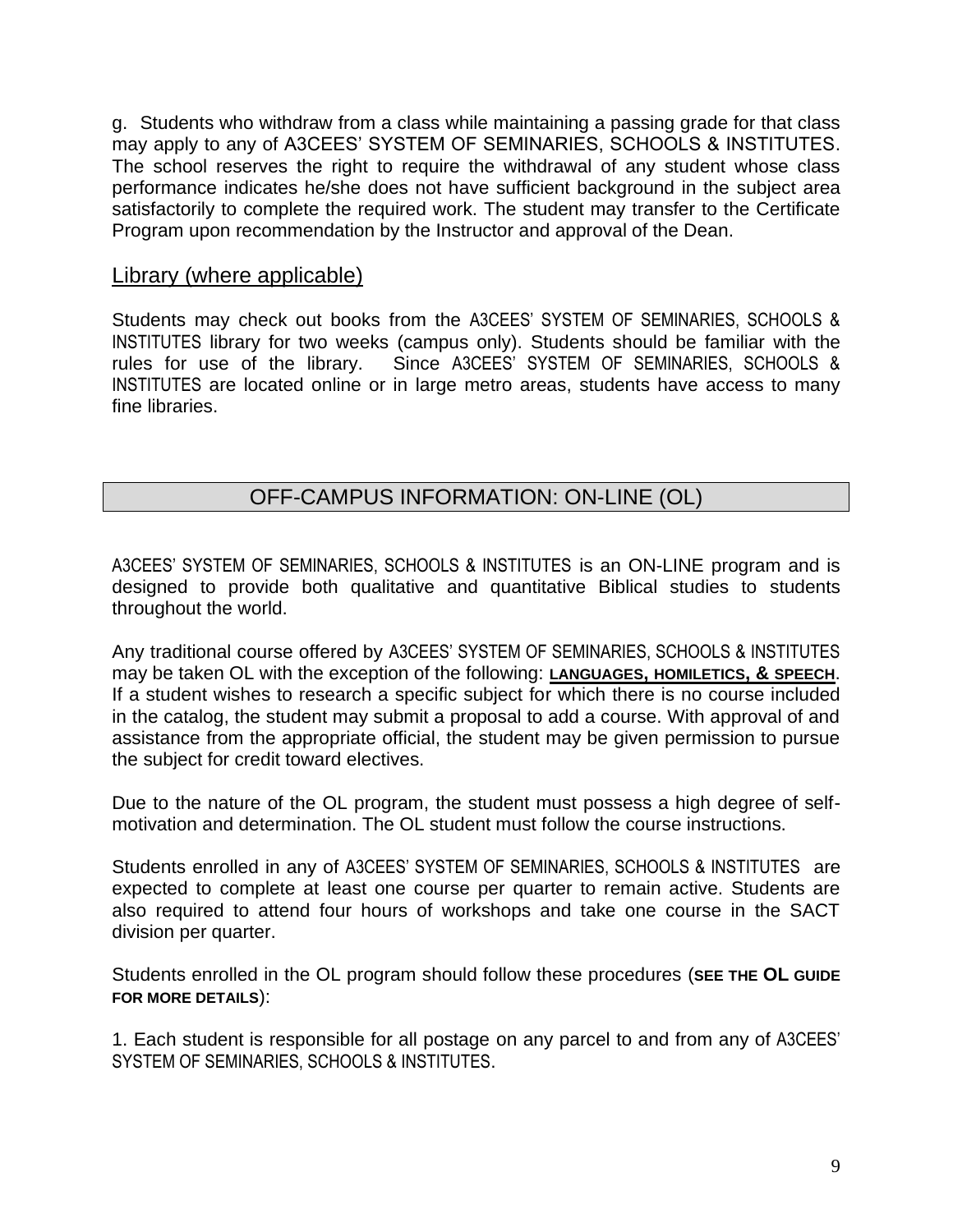g. Students who withdraw from a class while maintaining a passing grade for that class may apply to any of A3CEES' SYSTEM OF SEMINARIES, SCHOOLS & INSTITUTES. The school reserves the right to require the withdrawal of any student whose class performance indicates he/she does not have sufficient background in the subject area satisfactorily to complete the required work. The student may transfer to the Certificate Program upon recommendation by the Instructor and approval of the Dean.

## Library (where applicable)

Students may check out books from the A3CEES' SYSTEM OF SEMINARIES, SCHOOLS & INSTITUTES library for two weeks (campus only). Students should be familiar with the rules for use of the library. Since A3CEES' SYSTEM OF SEMINARIES, SCHOOLS & INSTITUTES are located online or in large metro areas, students have access to many fine libraries.

## OFF-CAMPUS INFORMATION: ON-LINE (OL)

A3CEES' SYSTEM OF SEMINARIES, SCHOOLS & INSTITUTES is an ON-LINE program and is designed to provide both qualitative and quantitative Biblical studies to students throughout the world.

Any traditional course offered by A3CEES' SYSTEM OF SEMINARIES, SCHOOLS & INSTITUTES may be taken OL with the exception of the following: **LANGUAGES, HOMILETICS, & SPEECH**. If a student wishes to research a specific subject for which there is no course included in the catalog, the student may submit a proposal to add a course. With approval of and assistance from the appropriate official, the student may be given permission to pursue the subject for credit toward electives.

Due to the nature of the OL program, the student must possess a high degree of self-motivation and determination. The OL student must follow the course instructions.

Students enrolled in any of A3CEES' SYSTEM OF SEMINARIES, SCHOOLS & INSTITUTES are expected to complete at least one course per quarter to remain active. Students are also required to attend four hours of workshops and take one course in the SACT division per quarter.

Students enrolled in the OL program should follow these procedures (**SEE THE OL GUIDE FOR MORE DETAILS**):

1. Each student is responsible for all postage on any parcel to and from any of A3CEES' SYSTEM OF SEMINARIES, SCHOOLS & INSTITUTES.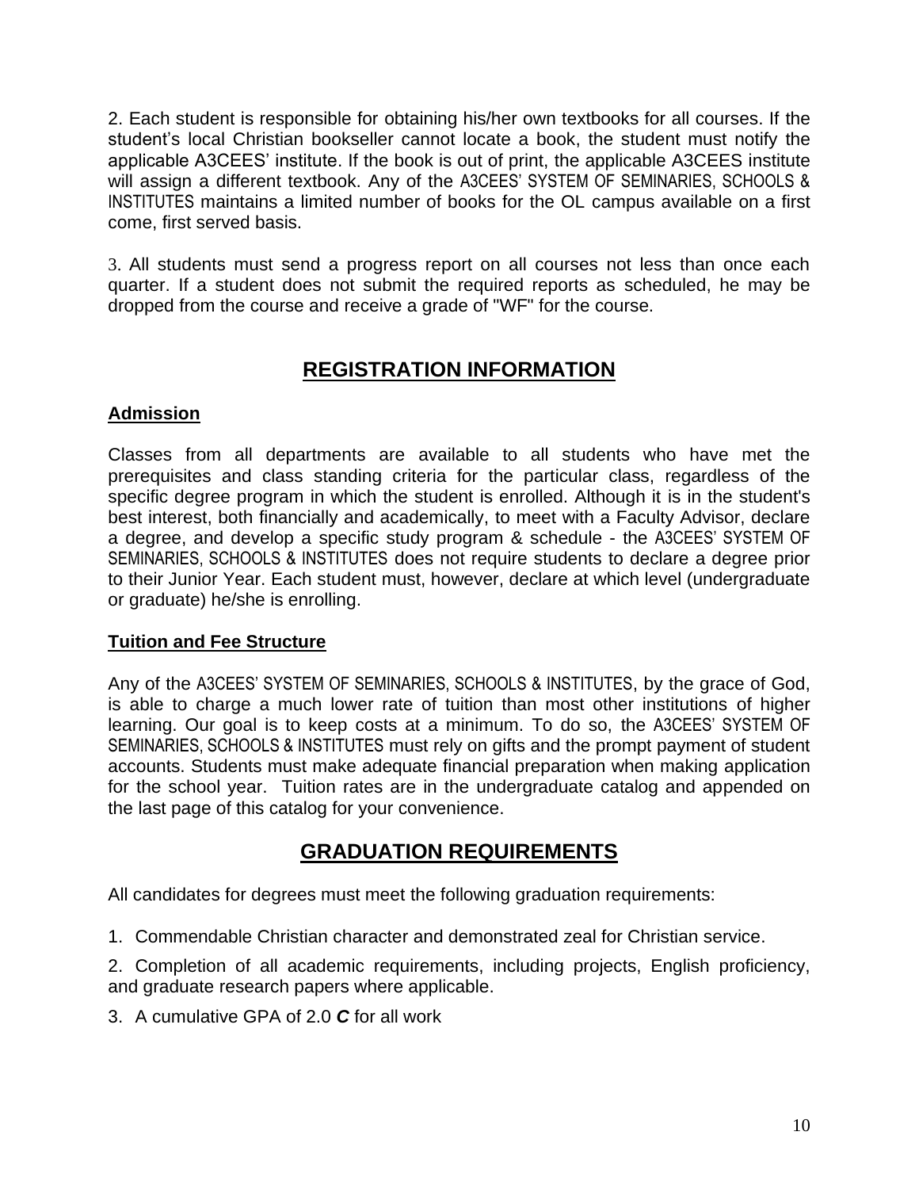2. Each student is responsible for obtaining his/her own textbooks for all courses. If the student's local Christian bookseller cannot locate a book, the student must notify the applicable A3CEES' institute. If the book is out of print, the applicable A3CEES institute will assign a different textbook. Any of the A3CEES' SYSTEM OF SEMINARIES, SCHOOLS & INSTITUTES maintains a limited number of books for the OL campus available on a first come, first served basis.

3. All students must send a progress report on all courses not less than once each quarter. If a student does not submit the required reports as scheduled, he may be dropped from the course and receive a grade of "WF" for the course.

## REGISTRATION INFORMATION

### Admission

Classes from all departments are available to all students who have met the prerequisites and class standing criteria for the particular class, regardless of the specific degree program in which the student is enrolled. Although it is in the student's best interest, both financially and academically, to meet with a Faculty Advisor, declare a degree, and develop a specific study program & schedule - the A3CEES' SYSTEM OF SEMINARIES, SCHOOLS & INSTITUTES does not require students to declare a degree prior to their Junior Year. Each student must, however, declare at which level (undergraduate or graduate) he/she is enrolling.

### Tuition and Fee Structure

Any of the A3CEES' SYSTEM OF SEMINARIES, SCHOOLS & INSTITUTES, by the grace of God, is able to charge a much lower rate of tuition than most other institutions of higher learning. Our goal is to keep costs at a minimum. To do so, the A3CEES' SYSTEM OF SEMINARIES, SCHOOLS & INSTITUTES must rely on gifts and the prompt payment of student accounts. Students must make adequate financial preparation when making application for the school year. Tuition rates are in the undergraduate catalog and appended on the last page of this catalog for your convenience.

## GRADUATION REQUIREMENTS

All candidates for degrees must meet the following graduation requirements:

1. Commendable Christian character and demonstrated zeal for Christian service.

2. Completion of all academic requirements, including projects, English proficiency, and graduate research papers where applicable.

3. A cumulative GPA of 2.0 ***C*** for all work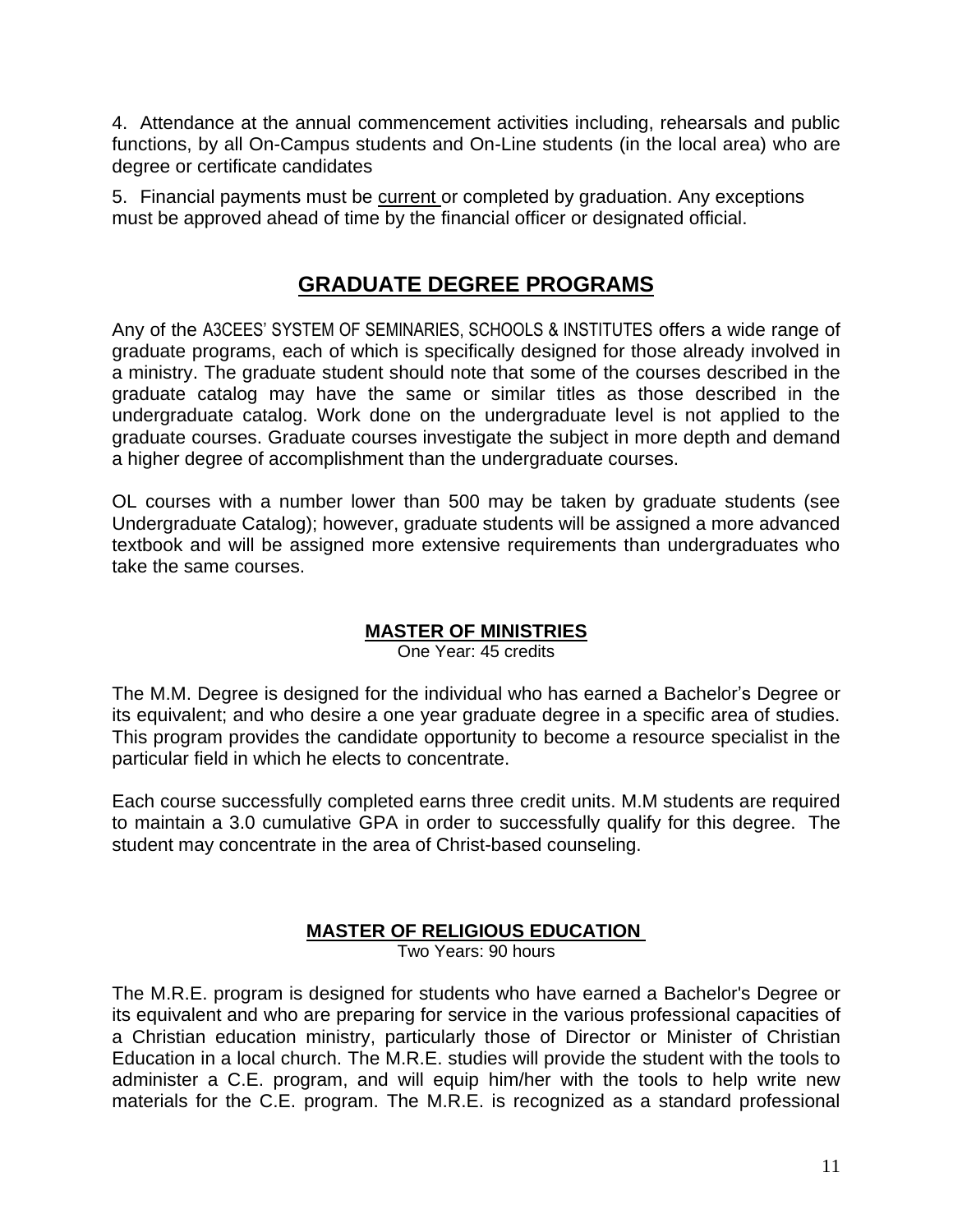4. Attendance at the annual commencement activities including, rehearsals and public functions, by all On-Campus students and On-Line students (in the local area) who are degree or certificate candidates

5. Financial payments must be current or completed by graduation. Any exceptions must be approved ahead of time by the financial officer or designated official.

## GRADUATE DEGREE PROGRAMS

Any of the A3CEES' SYSTEM OF SEMINARIES, SCHOOLS & INSTITUTES offers a wide range of graduate programs, each of which is specifically designed for those already involved in a ministry. The graduate student should note that some of the courses described in the graduate catalog may have the same or similar titles as those described in the undergraduate catalog. Work done on the undergraduate level is not applied to the graduate courses. Graduate courses investigate the subject in more depth and demand a higher degree of accomplishment than the undergraduate courses.

OL courses with a number lower than 500 may be taken by graduate students (see Undergraduate Catalog); however, graduate students will be assigned a more advanced textbook and will be assigned more extensive requirements than undergraduates who take the same courses.

### MASTER OF MINISTRIES

One Year: 45 credits

The M.M. Degree is designed for the individual who has earned a Bachelor's Degree or its equivalent; and who desire a one year graduate degree in a specific area of studies. This program provides the candidate opportunity to become a resource specialist in the particular field in which he elects to concentrate.

Each course successfully completed earns three credit units. M.M students are required to maintain a 3.0 cumulative GPA in order to successfully qualify for this degree. The student may concentrate in the area of Christ-based counseling.

### MASTER OF RELIGIOUS EDUCATION

Two Years: 90 hours

The M.R.E. program is designed for students who have earned a Bachelor's Degree or its equivalent and who are preparing for service in the various professional capacities of a Christian education ministry, particularly those of Director or Minister of Christian Education in a local church. The M.R.E. studies will provide the student with the tools to administer a C.E. program, and will equip him/her with the tools to help write new materials for the C.E. program. The M.R.E. is recognized as a standard professional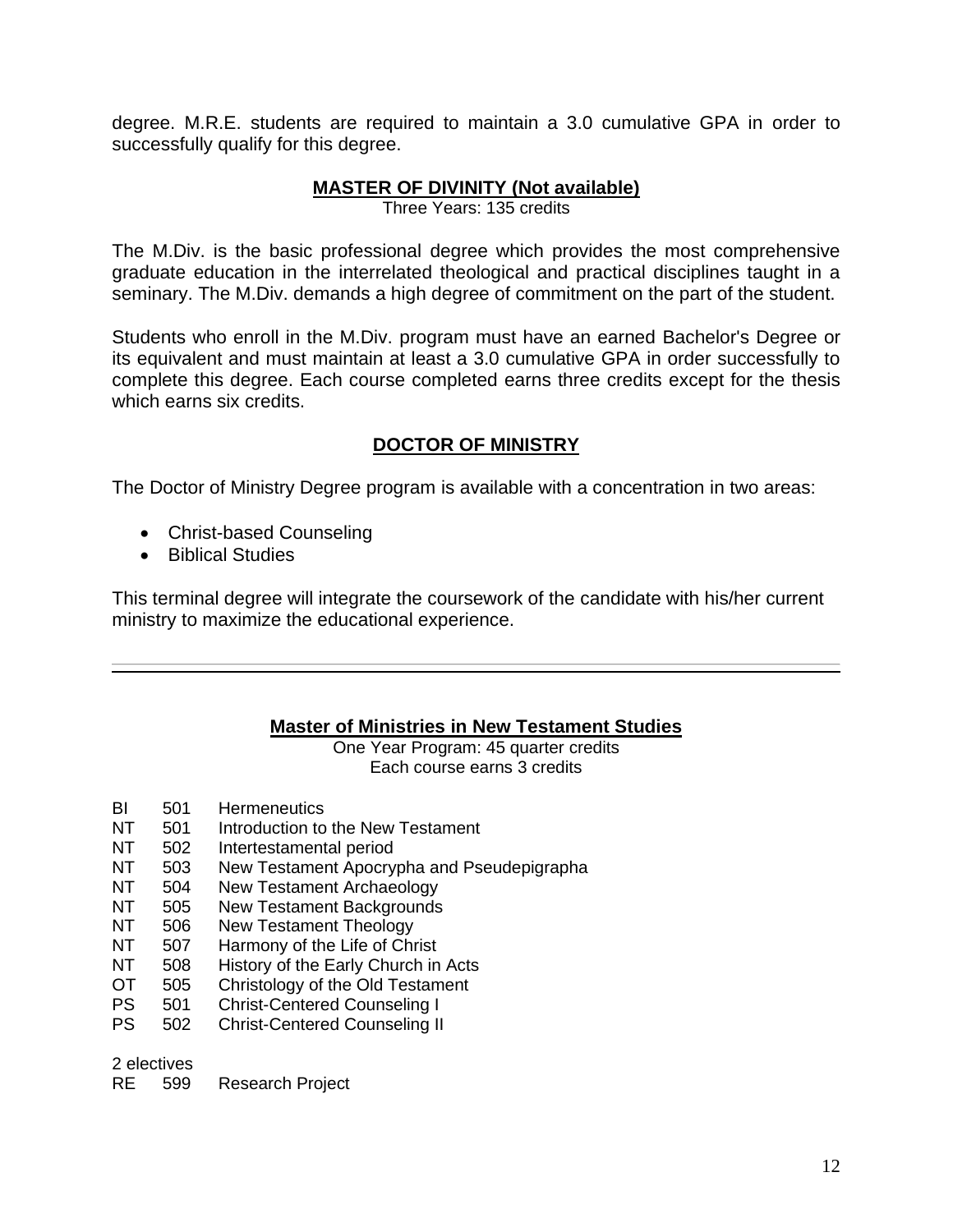degree. M.R.E. students are required to maintain a 3.0 cumulative GPA in order to successfully qualify for this degree.

## MASTER OF DIVINITY (Not available)

Three Years: 135 credits

The M.Div. is the basic professional degree which provides the most comprehensive graduate education in the interrelated theological and practical disciplines taught in a seminary. The M.Div. demands a high degree of commitment on the part of the student.

Students who enroll in the M.Div. program must have an earned Bachelor's Degree or its equivalent and must maintain at least a 3.0 cumulative GPA in order successfully to complete this degree. Each course completed earns three credits except for the thesis which earns six credits.

## DOCTOR OF MINISTRY

The Doctor of Ministry Degree program is available with a concentration in two areas:

- Christ-based Counseling
- Biblical Studies

This terminal degree will integrate the coursework of the candidate with his/her current ministry to maximize the educational experience.

---

## Master of Ministries in New Testament Studies

One Year Program: 45 quarter credits
Each course earns 3 credits

| | | |
|---|---|---|
| BI | 501 | Hermeneutics |
| NT | 501 | Introduction to the New Testament |
| NT | 502 | Intertestamental period |
| NT | 503 | New Testament Apocrypha and Pseudepigrapha |
| NT | 504 | New Testament Archaeology |
| NT | 505 | New Testament Backgrounds |
| NT | 506 | New Testament Theology |
| NT | 507 | Harmony of the Life of Christ |
| NT | 508 | History of the Early Church in Acts |
| OT | 505 | Christology of the Old Testament |
| PS | 501 | Christ-Centered Counseling I |
| PS | 502 | Christ-Centered Counseling II |

2 electives

| | | |
|---|---|---|
| RE | 599 | Research Project |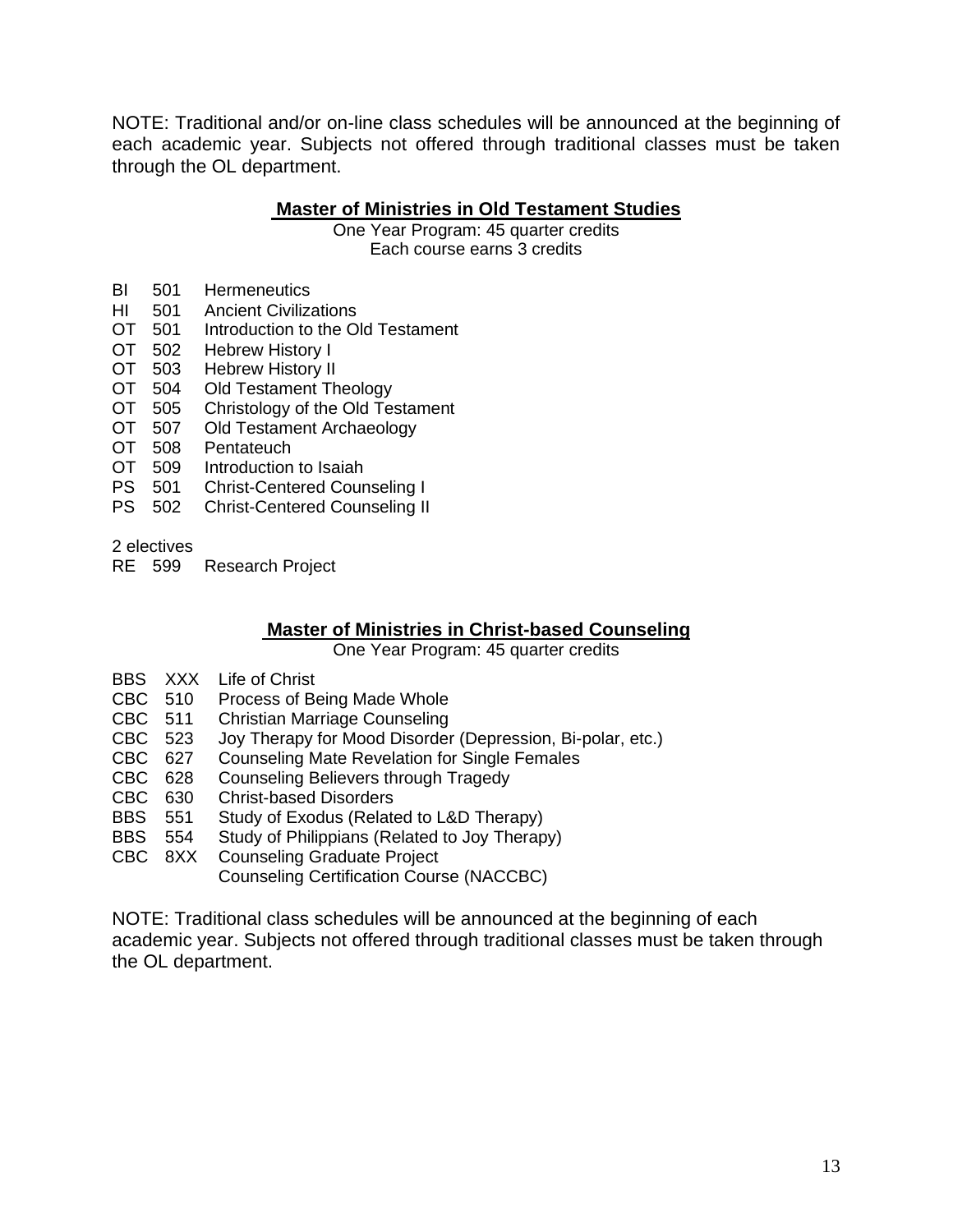NOTE: Traditional and/or on-line class schedules will be announced at the beginning of each academic year. Subjects not offered through traditional classes must be taken through the OL department.

## Master of Ministries in Old Testament Studies

One Year Program: 45 quarter credits
Each course earns 3 credits

- BI 501 Hermeneutics
- HI 501 Ancient Civilizations
- OT 501 Introduction to the Old Testament
- OT 502 Hebrew History I
- OT 503 Hebrew History II
- OT 504 Old Testament Theology
- OT 505 Christology of the Old Testament
- OT 507 Old Testament Archaeology
- OT 508 Pentateuch
- OT 509 Introduction to Isaiah
- PS 501 Christ-Centered Counseling I
- PS 502 Christ-Centered Counseling II

2 electives
RE 599 Research Project

## Master of Ministries in Christ-based Counseling

One Year Program: 45 quarter credits

- BBS XXX Life of Christ
- CBC 510 Process of Being Made Whole
- CBC 511 Christian Marriage Counseling
- CBC 523 Joy Therapy for Mood Disorder (Depression, Bi-polar, etc.)
- CBC 627 Counseling Mate Revelation for Single Females
- CBC 628 Counseling Believers through Tragedy
- CBC 630 Christ-based Disorders
- BBS 551 Study of Exodus (Related to L&D Therapy)
- BBS 554 Study of Philippians (Related to Joy Therapy)
- CBC 8XX Counseling Graduate Project
  Counseling Certification Course (NACCBC)

NOTE: Traditional class schedules will be announced at the beginning of each academic year. Subjects not offered through traditional classes must be taken through the OL department.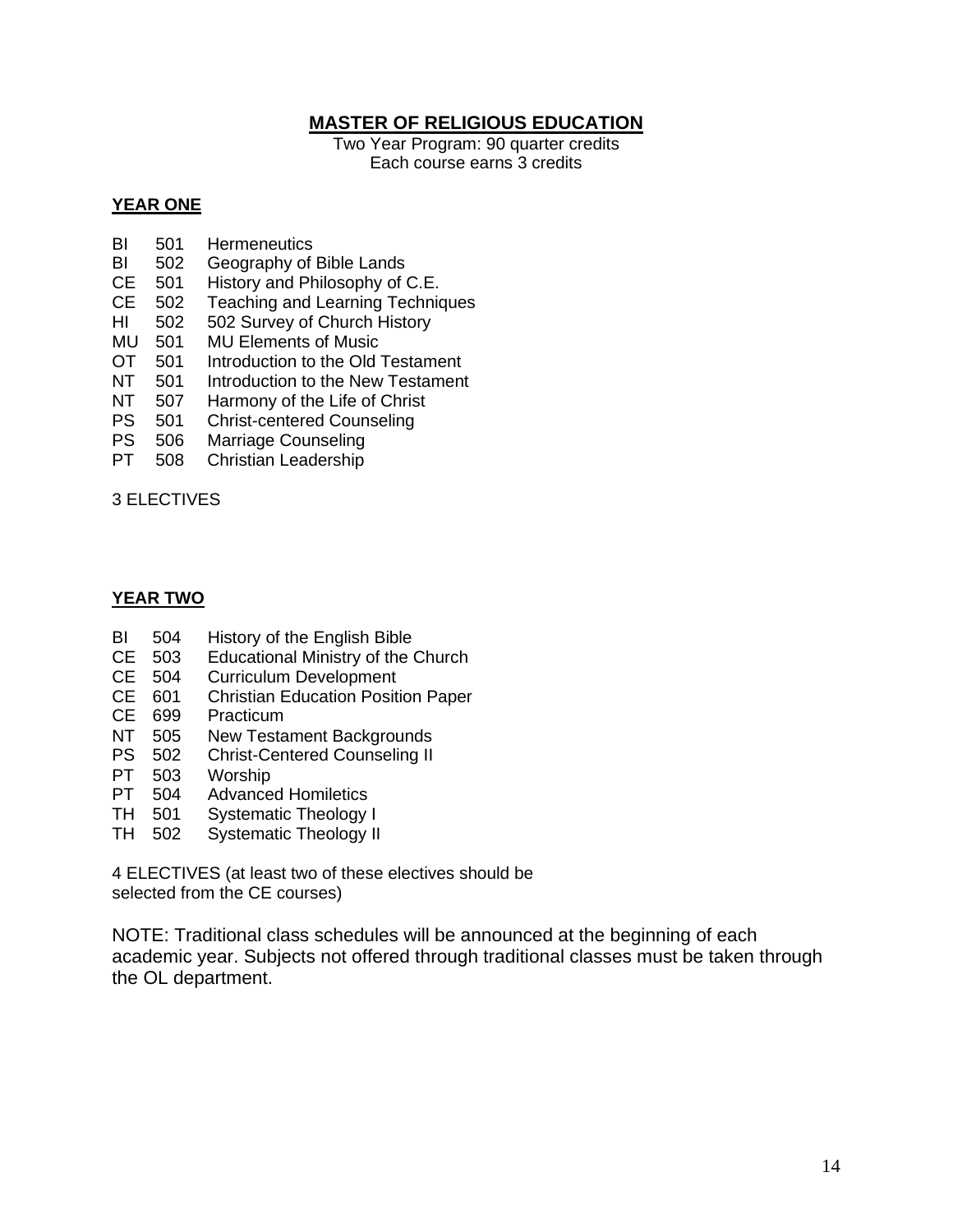# MASTER OF RELIGIOUS EDUCATION

Two Year Program: 90 quarter credits
Each course earns 3 credits

## YEAR ONE

BI 501 Hermeneutics
BI 502 Geography of Bible Lands
CE 501 History and Philosophy of C.E.
CE 502 Teaching and Learning Techniques
HI 502 502 Survey of Church History
MU 501 MU Elements of Music
OT 501 Introduction to the Old Testament
NT 501 Introduction to the New Testament
NT 507 Harmony of the Life of Christ
PS 501 Christ-centered Counseling
PS 506 Marriage Counseling
PT 508 Christian Leadership

3 ELECTIVES

## YEAR TWO

BI 504 History of the English Bible
CE 503 Educational Ministry of the Church
CE 504 Curriculum Development
CE 601 Christian Education Position Paper
CE 699 Practicum
NT 505 New Testament Backgrounds
PS 502 Christ-Centered Counseling II
PT 503 Worship
PT 504 Advanced Homiletics
TH 501 Systematic Theology I
TH 502 Systematic Theology II

4 ELECTIVES (at least two of these electives should be selected from the CE courses)

NOTE: Traditional class schedules will be announced at the beginning of each academic year. Subjects not offered through traditional classes must be taken through the OL department.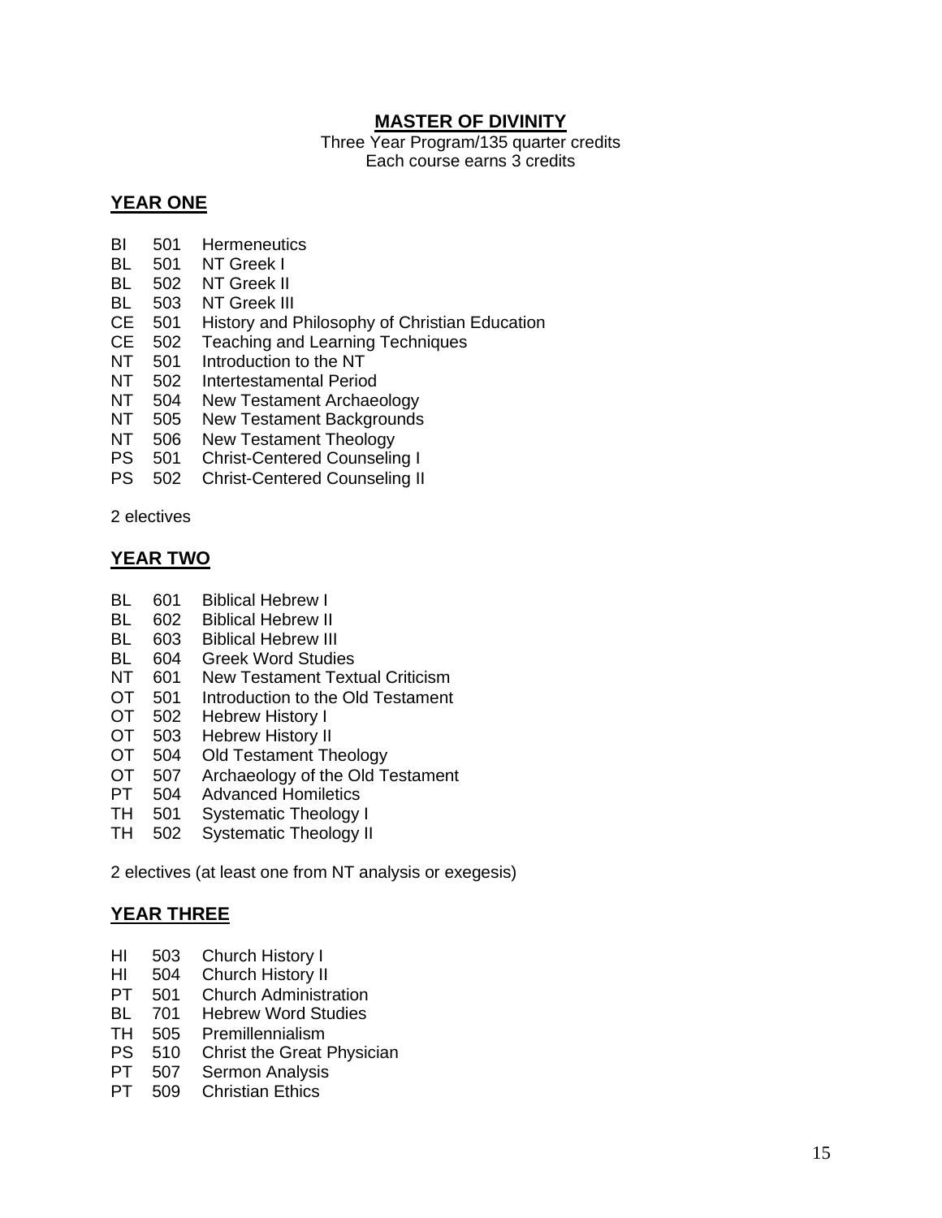# MASTER OF DIVINITY

Three Year Program/135 quarter credits
Each course earns 3 credits

## YEAR ONE

BI 501 Hermeneutics
BL 501 NT Greek I
BL 502 NT Greek II
BL 503 NT Greek III
CE 501 History and Philosophy of Christian Education
CE 502 Teaching and Learning Techniques
NT 501 Introduction to the NT
NT 502 Intertestamental Period
NT 504 New Testament Archaeology
NT 505 New Testament Backgrounds
NT 506 New Testament Theology
PS 501 Christ-Centered Counseling I
PS 502 Christ-Centered Counseling II

2 electives

## YEAR TWO

BL 601 Biblical Hebrew I
BL 602 Biblical Hebrew II
BL 603 Biblical Hebrew III
BL 604 Greek Word Studies
NT 601 New Testament Textual Criticism
OT 501 Introduction to the Old Testament
OT 502 Hebrew History I
OT 503 Hebrew History II
OT 504 Old Testament Theology
OT 507 Archaeology of the Old Testament
PT 504 Advanced Homiletics
TH 501 Systematic Theology I
TH 502 Systematic Theology II

2 electives (at least one from NT analysis or exegesis)

## YEAR THREE

HI 503 Church History I
HI 504 Church History II
PT 501 Church Administration
BL 701 Hebrew Word Studies
TH 505 Premillennialism
PS 510 Christ the Great Physician
PT 507 Sermon Analysis
PT 509 Christian Ethics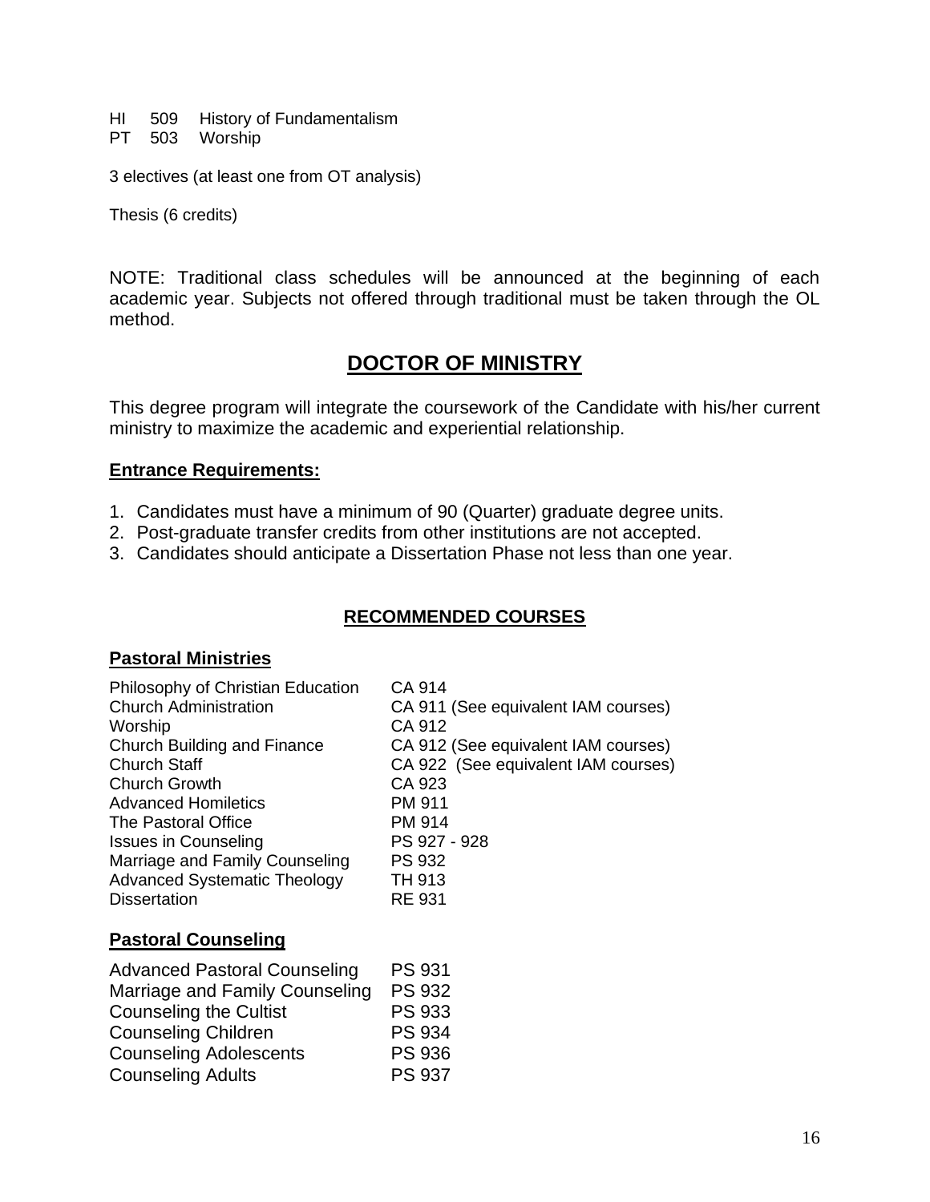HI 509 History of Fundamentalism
PT 503 Worship

3 electives (at least one from OT analysis)

Thesis (6 credits)

NOTE: Traditional class schedules will be announced at the beginning of each academic year. Subjects not offered through traditional must be taken through the OL method.

## DOCTOR OF MINISTRY

This degree program will integrate the coursework of the Candidate with his/her current ministry to maximize the academic and experiential relationship.

### Entrance Requirements:

1. Candidates must have a minimum of 90 (Quarter) graduate degree units.
2. Post-graduate transfer credits from other institutions are not accepted.
3. Candidates should anticipate a Dissertation Phase not less than one year.

### RECOMMENDED COURSES

#### Pastoral Ministries

| | |
|---|---|
| Philosophy of Christian Education | CA 914 |
| Church Administration | CA 911 (See equivalent IAM courses) |
| Worship | CA 912 |
| Church Building and Finance | CA 912 (See equivalent IAM courses) |
| Church Staff | CA 922 (See equivalent IAM courses) |
| Church Growth | CA 923 |
| Advanced Homiletics | PM 911 |
| The Pastoral Office | PM 914 |
| Issues in Counseling | PS 927 - 928 |
| Marriage and Family Counseling | PS 932 |
| Advanced Systematic Theology | TH 913 |
| Dissertation | RE 931 |

#### Pastoral Counseling

| | |
|---|---|
| Advanced Pastoral Counseling | PS 931 |
| Marriage and Family Counseling | PS 932 |
| Counseling the Cultist | PS 933 |
| Counseling Children | PS 934 |
| Counseling Adolescents | PS 936 |
| Counseling Adults | PS 937 |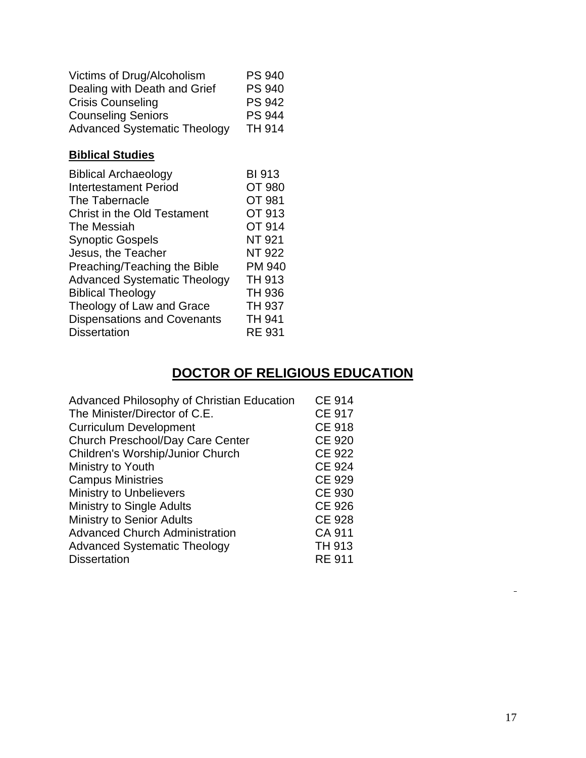| | |
|---|---|
| Victims of Drug/Alcoholism | PS 940 |
| Dealing with Death and Grief | PS 940 |
| Crisis Counseling | PS 942 |
| Counseling Seniors | PS 944 |
| Advanced Systematic Theology | TH 914 |

**Biblical Studies**

| | |
|---|---|
| Biblical Archaeology | BI 913 |
| Intertestament Period | OT 980 |
| The Tabernacle | OT 981 |
| Christ in the Old Testament | OT 913 |
| The Messiah | OT 914 |
| Synoptic Gospels | NT 921 |
| Jesus, the Teacher | NT 922 |
| Preaching/Teaching the Bible | PM 940 |
| Advanced Systematic Theology | TH 913 |
| Biblical Theology | TH 936 |
| Theology of Law and Grace | TH 937 |
| Dispensations and Covenants | TH 941 |
| Dissertation | RE 931 |

## DOCTOR OF RELIGIOUS EDUCATION

| | |
|---|---|
| Advanced Philosophy of Christian Education | CE 914 |
| The Minister/Director of C.E. | CE 917 |
| Curriculum Development | CE 918 |
| Church Preschool/Day Care Center | CE 920 |
| Children's Worship/Junior Church | CE 922 |
| Ministry to Youth | CE 924 |
| Campus Ministries | CE 929 |
| Ministry to Unbelievers | CE 930 |
| Ministry to Single Adults | CE 926 |
| Ministry to Senior Adults | CE 928 |
| Advanced Church Administration | CA 911 |
| Advanced Systematic Theology | TH 913 |
| Dissertation | RE 911 |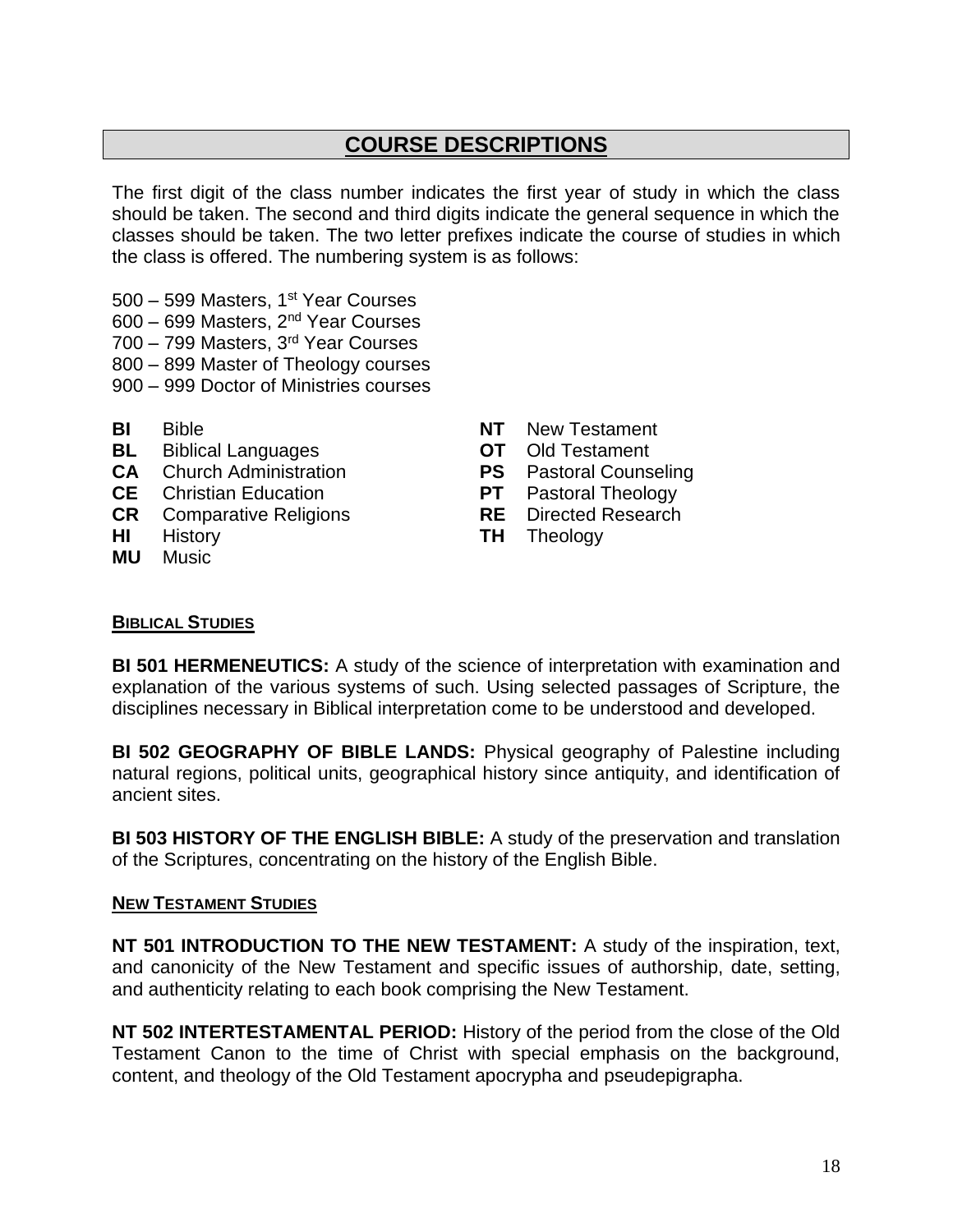## COURSE DESCRIPTIONS

The first digit of the class number indicates the first year of study in which the class should be taken. The second and third digits indicate the general sequence in which the classes should be taken. The two letter prefixes indicate the course of studies in which the class is offered. The numbering system is as follows:

500 – 599 Masters, 1st Year Courses
600 – 699 Masters, 2nd Year Courses
700 – 799 Masters, 3rd Year Courses
800 – 899 Master of Theology courses
900 – 999 Doctor of Ministries courses

**BI** Bible
**BL** Biblical Languages
**CA** Church Administration
**CE** Christian Education
**CR** Comparative Religions
**HI** History
**MU** Music
**NT** New Testament
**OT** Old Testament
**PS** Pastoral Counseling
**PT** Pastoral Theology
**RE** Directed Research
**TH** Theology

### BIBLICAL STUDIES

**BI 501 HERMENEUTICS:** A study of the science of interpretation with examination and explanation of the various systems of such. Using selected passages of Scripture, the disciplines necessary in Biblical interpretation come to be understood and developed.

**BI 502 GEOGRAPHY OF BIBLE LANDS:** Physical geography of Palestine including natural regions, political units, geographical history since antiquity, and identification of ancient sites.

**BI 503 HISTORY OF THE ENGLISH BIBLE:** A study of the preservation and translation of the Scriptures, concentrating on the history of the English Bible.

### NEW TESTAMENT STUDIES

**NT 501 INTRODUCTION TO THE NEW TESTAMENT:** A study of the inspiration, text, and canonicity of the New Testament and specific issues of authorship, date, setting, and authenticity relating to each book comprising the New Testament.

**NT 502 INTERTESTAMENTAL PERIOD:** History of the period from the close of the Old Testament Canon to the time of Christ with special emphasis on the background, content, and theology of the Old Testament apocrypha and pseudepigrapha.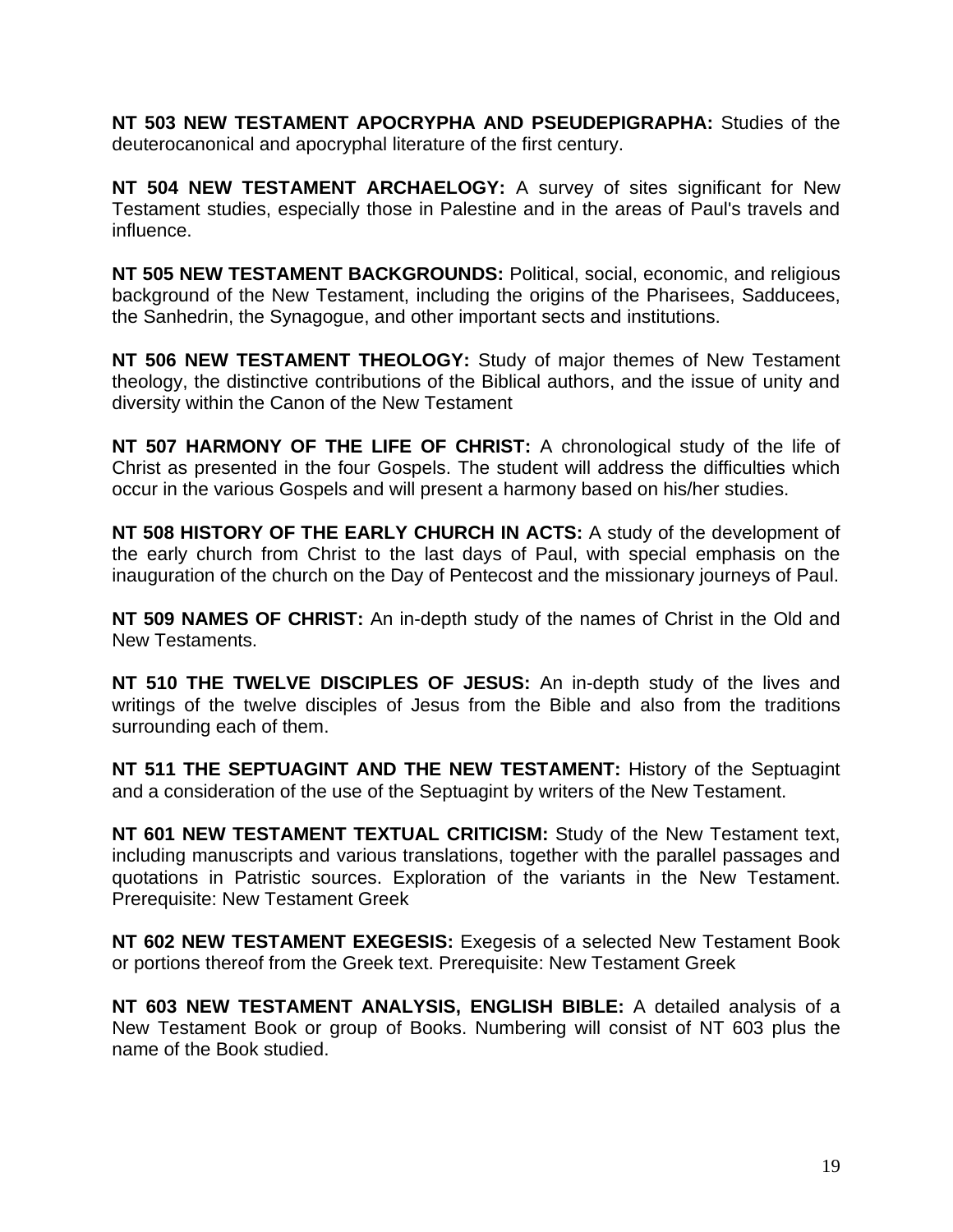**NT 503 NEW TESTAMENT APOCRYPHA AND PSEUDEPIGRAPHA:** Studies of the deuterocanonical and apocryphal literature of the first century.

**NT 504 NEW TESTAMENT ARCHAELOGY:** A survey of sites significant for New Testament studies, especially those in Palestine and in the areas of Paul's travels and influence.

**NT 505 NEW TESTAMENT BACKGROUNDS:** Political, social, economic, and religious background of the New Testament, including the origins of the Pharisees, Sadducees, the Sanhedrin, the Synagogue, and other important sects and institutions.

**NT 506 NEW TESTAMENT THEOLOGY:** Study of major themes of New Testament theology, the distinctive contributions of the Biblical authors, and the issue of unity and diversity within the Canon of the New Testament

**NT 507 HARMONY OF THE LIFE OF CHRIST:** A chronological study of the life of Christ as presented in the four Gospels. The student will address the difficulties which occur in the various Gospels and will present a harmony based on his/her studies.

**NT 508 HISTORY OF THE EARLY CHURCH IN ACTS:** A study of the development of the early church from Christ to the last days of Paul, with special emphasis on the inauguration of the church on the Day of Pentecost and the missionary journeys of Paul.

**NT 509 NAMES OF CHRIST:** An in-depth study of the names of Christ in the Old and New Testaments.

**NT 510 THE TWELVE DISCIPLES OF JESUS:** An in-depth study of the lives and writings of the twelve disciples of Jesus from the Bible and also from the traditions surrounding each of them.

**NT 511 THE SEPTUAGINT AND THE NEW TESTAMENT:** History of the Septuagint and a consideration of the use of the Septuagint by writers of the New Testament.

**NT 601 NEW TESTAMENT TEXTUAL CRITICISM:** Study of the New Testament text, including manuscripts and various translations, together with the parallel passages and quotations in Patristic sources. Exploration of the variants in the New Testament. Prerequisite: New Testament Greek

**NT 602 NEW TESTAMENT EXEGESIS:** Exegesis of a selected New Testament Book or portions thereof from the Greek text. Prerequisite: New Testament Greek

**NT 603 NEW TESTAMENT ANALYSIS, ENGLISH BIBLE:** A detailed analysis of a New Testament Book or group of Books. Numbering will consist of NT 603 plus the name of the Book studied.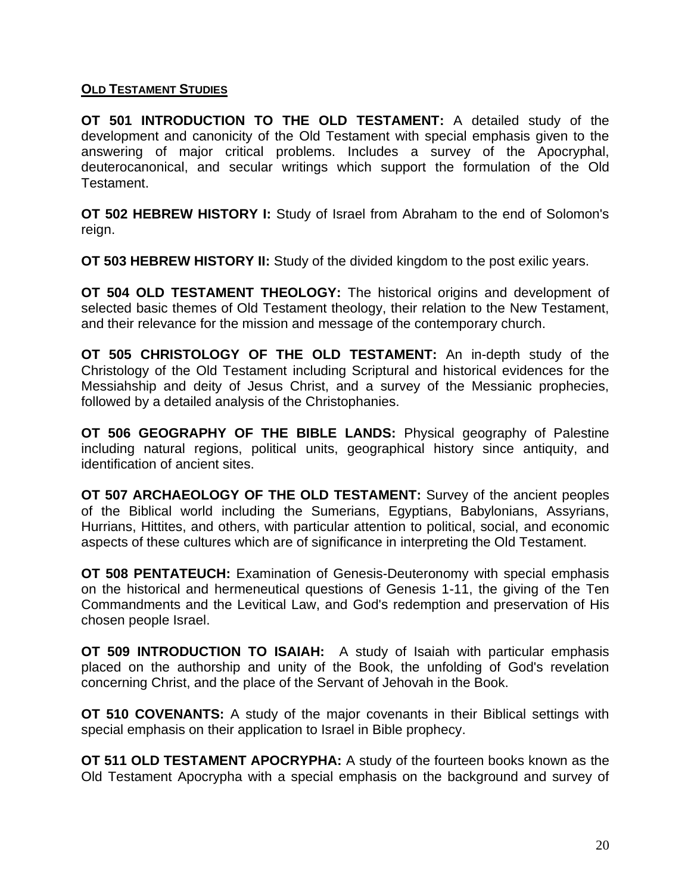## OLD TESTAMENT STUDIES

**OT 501 INTRODUCTION TO THE OLD TESTAMENT:** A detailed study of the development and canonicity of the Old Testament with special emphasis given to the answering of major critical problems. Includes a survey of the Apocryphal, deuterocanonical, and secular writings which support the formulation of the Old Testament.

**OT 502 HEBREW HISTORY I:** Study of Israel from Abraham to the end of Solomon's reign.

**OT 503 HEBREW HISTORY II:** Study of the divided kingdom to the post exilic years.

**OT 504 OLD TESTAMENT THEOLOGY:** The historical origins and development of selected basic themes of Old Testament theology, their relation to the New Testament, and their relevance for the mission and message of the contemporary church.

**OT 505 CHRISTOLOGY OF THE OLD TESTAMENT:** An in-depth study of the Christology of the Old Testament including Scriptural and historical evidences for the Messiahship and deity of Jesus Christ, and a survey of the Messianic prophecies, followed by a detailed analysis of the Christophanies.

**OT 506 GEOGRAPHY OF THE BIBLE LANDS:** Physical geography of Palestine including natural regions, political units, geographical history since antiquity, and identification of ancient sites.

**OT 507 ARCHAEOLOGY OF THE OLD TESTAMENT:** Survey of the ancient peoples of the Biblical world including the Sumerians, Egyptians, Babylonians, Assyrians, Hurrians, Hittites, and others, with particular attention to political, social, and economic aspects of these cultures which are of significance in interpreting the Old Testament.

**OT 508 PENTATEUCH:** Examination of Genesis-Deuteronomy with special emphasis on the historical and hermeneutical questions of Genesis 1-11, the giving of the Ten Commandments and the Levitical Law, and God's redemption and preservation of His chosen people Israel.

**OT 509 INTRODUCTION TO ISAIAH:** A study of Isaiah with particular emphasis placed on the authorship and unity of the Book, the unfolding of God's revelation concerning Christ, and the place of the Servant of Jehovah in the Book.

**OT 510 COVENANTS:** A study of the major covenants in their Biblical settings with special emphasis on their application to Israel in Bible prophecy.

**OT 511 OLD TESTAMENT APOCRYPHA:** A study of the fourteen books known as the Old Testament Apocrypha with a special emphasis on the background and survey of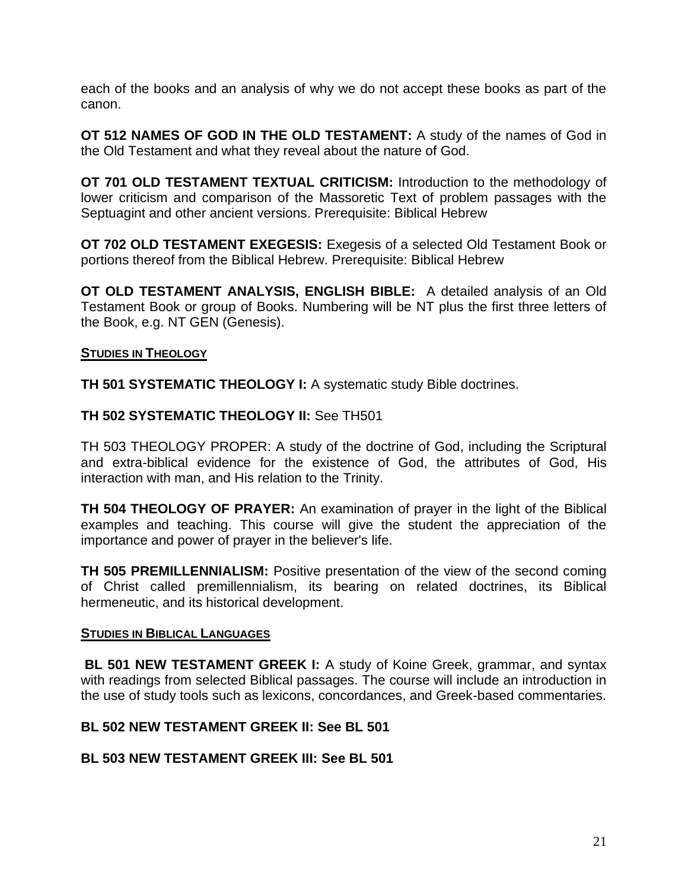each of the books and an analysis of why we do not accept these books as part of the canon.

**OT 512 NAMES OF GOD IN THE OLD TESTAMENT:** A study of the names of God in the Old Testament and what they reveal about the nature of God.

**OT 701 OLD TESTAMENT TEXTUAL CRITICISM:** Introduction to the methodology of lower criticism and comparison of the Massoretic Text of problem passages with the Septuagint and other ancient versions. Prerequisite: Biblical Hebrew

**OT 702 OLD TESTAMENT EXEGESIS:** Exegesis of a selected Old Testament Book or portions thereof from the Biblical Hebrew. Prerequisite: Biblical Hebrew

**OT OLD TESTAMENT ANALYSIS, ENGLISH BIBLE:** A detailed analysis of an Old Testament Book or group of Books. Numbering will be NT plus the first three letters of the Book, e.g. NT GEN (Genesis).

## STUDIES IN THEOLOGY

**TH 501 SYSTEMATIC THEOLOGY I:** A systematic study Bible doctrines.

**TH 502 SYSTEMATIC THEOLOGY II:** See TH501

TH 503 THEOLOGY PROPER: A study of the doctrine of God, including the Scriptural and extra-biblical evidence for the existence of God, the attributes of God, His interaction with man, and His relation to the Trinity.

**TH 504 THEOLOGY OF PRAYER:** An examination of prayer in the light of the Biblical examples and teaching. This course will give the student the appreciation of the importance and power of prayer in the believer's life.

**TH 505 PREMILLENNIALISM:** Positive presentation of the view of the second coming of Christ called premillennialism, its bearing on related doctrines, its Biblical hermeneutic, and its historical development.

## STUDIES IN BIBLICAL LANGUAGES

**BL 501 NEW TESTAMENT GREEK I:** A study of Koine Greek, grammar, and syntax with readings from selected Biblical passages. The course will include an introduction in the use of study tools such as lexicons, concordances, and Greek-based commentaries.

**BL 502 NEW TESTAMENT GREEK II: See BL 501**

**BL 503 NEW TESTAMENT GREEK III: See BL 501**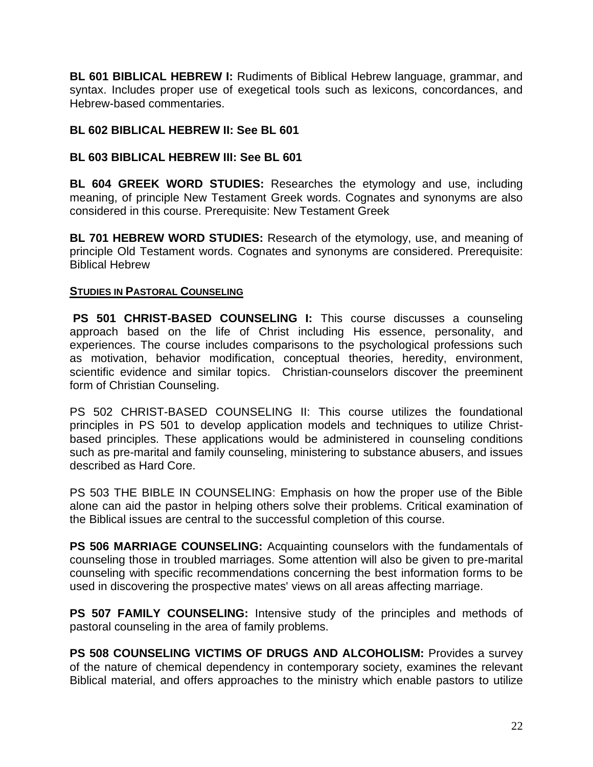**BL 601 BIBLICAL HEBREW I:** Rudiments of Biblical Hebrew language, grammar, and syntax. Includes proper use of exegetical tools such as lexicons, concordances, and Hebrew-based commentaries.

**BL 602 BIBLICAL HEBREW II: See BL 601**

**BL 603 BIBLICAL HEBREW III: See BL 601**

**BL 604 GREEK WORD STUDIES:** Researches the etymology and use, including meaning, of principle New Testament Greek words. Cognates and synonyms are also considered in this course. Prerequisite: New Testament Greek

**BL 701 HEBREW WORD STUDIES:** Research of the etymology, use, and meaning of principle Old Testament words. Cognates and synonyms are considered. Prerequisite: Biblical Hebrew

## STUDIES IN PASTORAL COUNSELING

**PS 501 CHRIST-BASED COUNSELING I:** This course discusses a counseling approach based on the life of Christ including His essence, personality, and experiences. The course includes comparisons to the psychological professions such as motivation, behavior modification, conceptual theories, heredity, environment, scientific evidence and similar topics. Christian-counselors discover the preeminent form of Christian Counseling.

PS 502 CHRIST-BASED COUNSELING II: This course utilizes the foundational principles in PS 501 to develop application models and techniques to utilize Christ-based principles. These applications would be administered in counseling conditions such as pre-marital and family counseling, ministering to substance abusers, and issues described as Hard Core.

PS 503 THE BIBLE IN COUNSELING: Emphasis on how the proper use of the Bible alone can aid the pastor in helping others solve their problems. Critical examination of the Biblical issues are central to the successful completion of this course.

**PS 506 MARRIAGE COUNSELING:** Acquainting counselors with the fundamentals of counseling those in troubled marriages. Some attention will also be given to pre-marital counseling with specific recommendations concerning the best information forms to be used in discovering the prospective mates' views on all areas affecting marriage.

**PS 507 FAMILY COUNSELING:** Intensive study of the principles and methods of pastoral counseling in the area of family problems.

**PS 508 COUNSELING VICTIMS OF DRUGS AND ALCOHOLISM:** Provides a survey of the nature of chemical dependency in contemporary society, examines the relevant Biblical material, and offers approaches to the ministry which enable pastors to utilize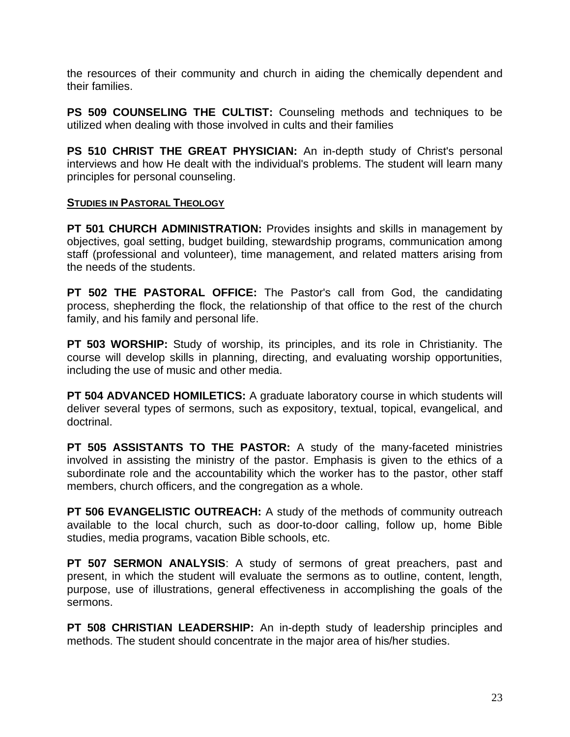the resources of their community and church in aiding the chemically dependent and their families.

**PS 509 COUNSELING THE CULTIST:** Counseling methods and techniques to be utilized when dealing with those involved in cults and their families

**PS 510 CHRIST THE GREAT PHYSICIAN:** An in-depth study of Christ's personal interviews and how He dealt with the individual's problems. The student will learn many principles for personal counseling.

## STUDIES IN PASTORAL THEOLOGY

**PT 501 CHURCH ADMINISTRATION:** Provides insights and skills in management by objectives, goal setting, budget building, stewardship programs, communication among staff (professional and volunteer), time management, and related matters arising from the needs of the students.

**PT 502 THE PASTORAL OFFICE:** The Pastor's call from God, the candidating process, shepherding the flock, the relationship of that office to the rest of the church family, and his family and personal life.

**PT 503 WORSHIP:** Study of worship, its principles, and its role in Christianity. The course will develop skills in planning, directing, and evaluating worship opportunities, including the use of music and other media.

**PT 504 ADVANCED HOMILETICS:** A graduate laboratory course in which students will deliver several types of sermons, such as expository, textual, topical, evangelical, and doctrinal.

**PT 505 ASSISTANTS TO THE PASTOR:** A study of the many-faceted ministries involved in assisting the ministry of the pastor. Emphasis is given to the ethics of a subordinate role and the accountability which the worker has to the pastor, other staff members, church officers, and the congregation as a whole.

**PT 506 EVANGELISTIC OUTREACH:** A study of the methods of community outreach available to the local church, such as door-to-door calling, follow up, home Bible studies, media programs, vacation Bible schools, etc.

**PT 507 SERMON ANALYSIS**: A study of sermons of great preachers, past and present, in which the student will evaluate the sermons as to outline, content, length, purpose, use of illustrations, general effectiveness in accomplishing the goals of the sermons.

**PT 508 CHRISTIAN LEADERSHIP:** An in-depth study of leadership principles and methods. The student should concentrate in the major area of his/her studies.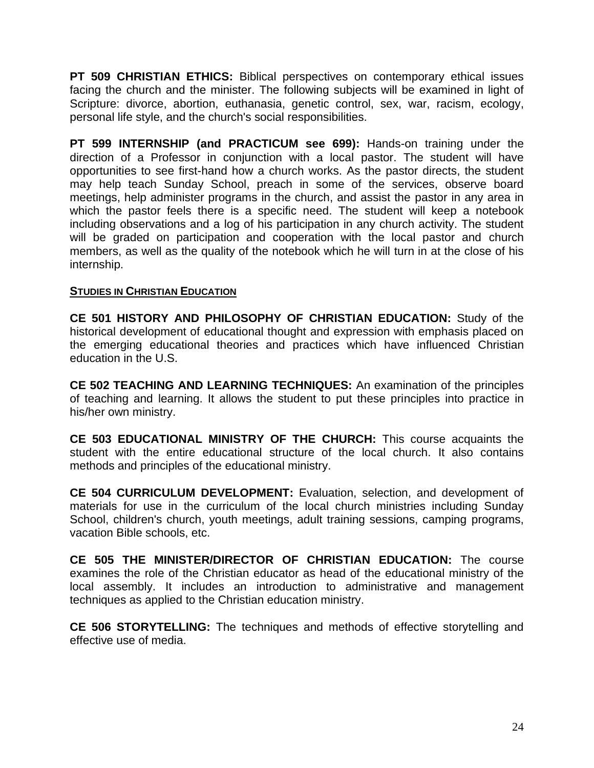**PT 509 CHRISTIAN ETHICS:** Biblical perspectives on contemporary ethical issues facing the church and the minister. The following subjects will be examined in light of Scripture: divorce, abortion, euthanasia, genetic control, sex, war, racism, ecology, personal life style, and the church's social responsibilities.

**PT 599 INTERNSHIP (and PRACTICUM see 699):** Hands-on training under the direction of a Professor in conjunction with a local pastor. The student will have opportunities to see first-hand how a church works. As the pastor directs, the student may help teach Sunday School, preach in some of the services, observe board meetings, help administer programs in the church, and assist the pastor in any area in which the pastor feels there is a specific need. The student will keep a notebook including observations and a log of his participation in any church activity. The student will be graded on participation and cooperation with the local pastor and church members, as well as the quality of the notebook which he will turn in at the close of his internship.

**STUDIES IN CHRISTIAN EDUCATION**

**CE 501 HISTORY AND PHILOSOPHY OF CHRISTIAN EDUCATION:** Study of the historical development of educational thought and expression with emphasis placed on the emerging educational theories and practices which have influenced Christian education in the U.S.

**CE 502 TEACHING AND LEARNING TECHNIQUES:** An examination of the principles of teaching and learning. It allows the student to put these principles into practice in his/her own ministry.

**CE 503 EDUCATIONAL MINISTRY OF THE CHURCH:** This course acquaints the student with the entire educational structure of the local church. It also contains methods and principles of the educational ministry.

**CE 504 CURRICULUM DEVELOPMENT:** Evaluation, selection, and development of materials for use in the curriculum of the local church ministries including Sunday School, children's church, youth meetings, adult training sessions, camping programs, vacation Bible schools, etc.

**CE 505 THE MINISTER/DIRECTOR OF CHRISTIAN EDUCATION:** The course examines the role of the Christian educator as head of the educational ministry of the local assembly. It includes an introduction to administrative and management techniques as applied to the Christian education ministry.

**CE 506 STORYTELLING:** The techniques and methods of effective storytelling and effective use of media.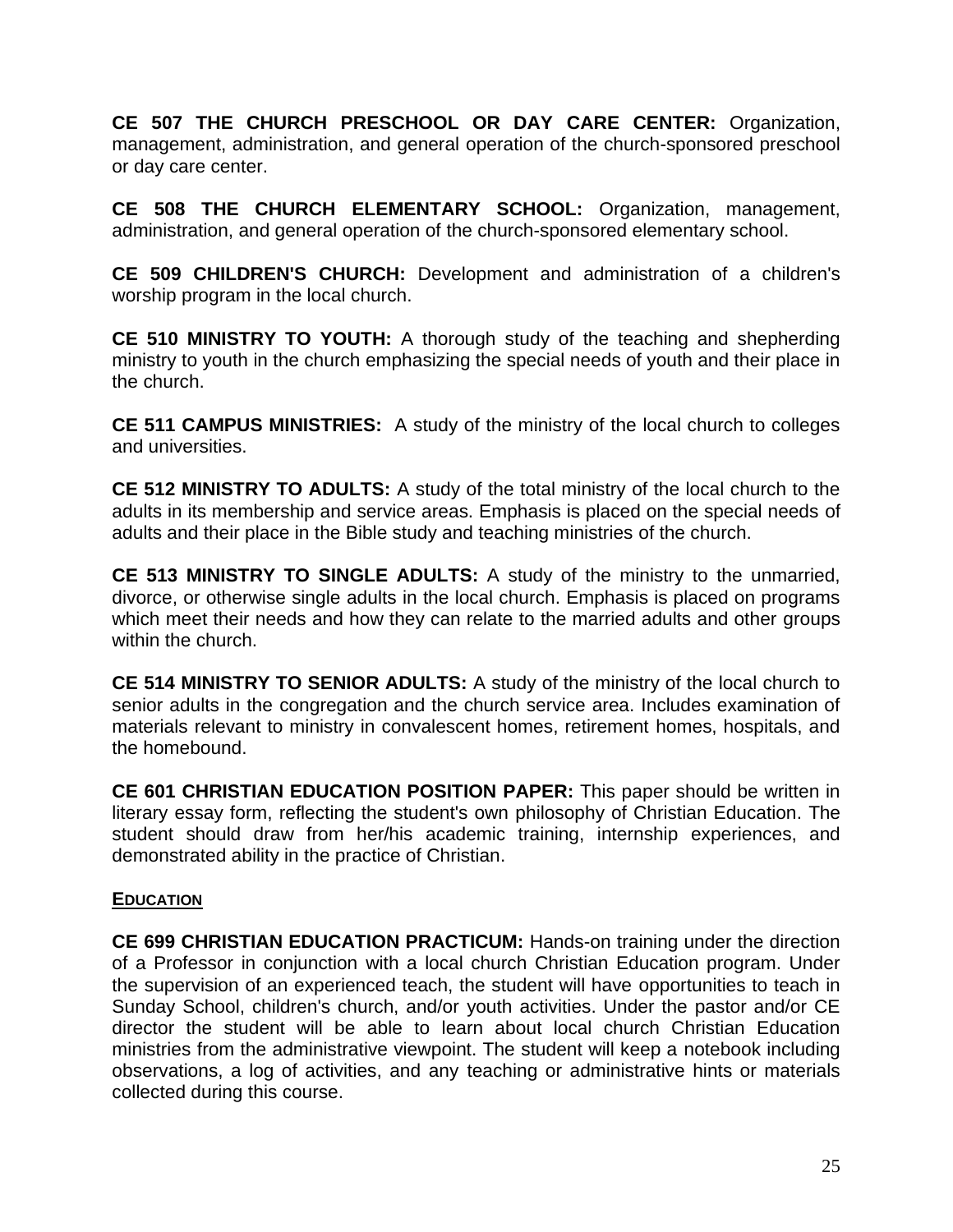**CE 507 THE CHURCH PRESCHOOL OR DAY CARE CENTER:** Organization, management, administration, and general operation of the church-sponsored preschool or day care center.

**CE 508 THE CHURCH ELEMENTARY SCHOOL:** Organization, management, administration, and general operation of the church-sponsored elementary school.

**CE 509 CHILDREN'S CHURCH:** Development and administration of a children's worship program in the local church.

**CE 510 MINISTRY TO YOUTH:** A thorough study of the teaching and shepherding ministry to youth in the church emphasizing the special needs of youth and their place in the church.

**CE 511 CAMPUS MINISTRIES:** A study of the ministry of the local church to colleges and universities.

**CE 512 MINISTRY TO ADULTS:** A study of the total ministry of the local church to the adults in its membership and service areas. Emphasis is placed on the special needs of adults and their place in the Bible study and teaching ministries of the church.

**CE 513 MINISTRY TO SINGLE ADULTS:** A study of the ministry to the unmarried, divorce, or otherwise single adults in the local church. Emphasis is placed on programs which meet their needs and how they can relate to the married adults and other groups within the church.

**CE 514 MINISTRY TO SENIOR ADULTS:** A study of the ministry of the local church to senior adults in the congregation and the church service area. Includes examination of materials relevant to ministry in convalescent homes, retirement homes, hospitals, and the homebound.

**CE 601 CHRISTIAN EDUCATION POSITION PAPER:** This paper should be written in literary essay form, reflecting the student's own philosophy of Christian Education. The student should draw from her/his academic training, internship experiences, and demonstrated ability in the practice of Christian.

**EDUCATION**

**CE 699 CHRISTIAN EDUCATION PRACTICUM:** Hands-on training under the direction of a Professor in conjunction with a local church Christian Education program. Under the supervision of an experienced teach, the student will have opportunities to teach in Sunday School, children's church, and/or youth activities. Under the pastor and/or CE director the student will be able to learn about local church Christian Education ministries from the administrative viewpoint. The student will keep a notebook including observations, a log of activities, and any teaching or administrative hints or materials collected during this course.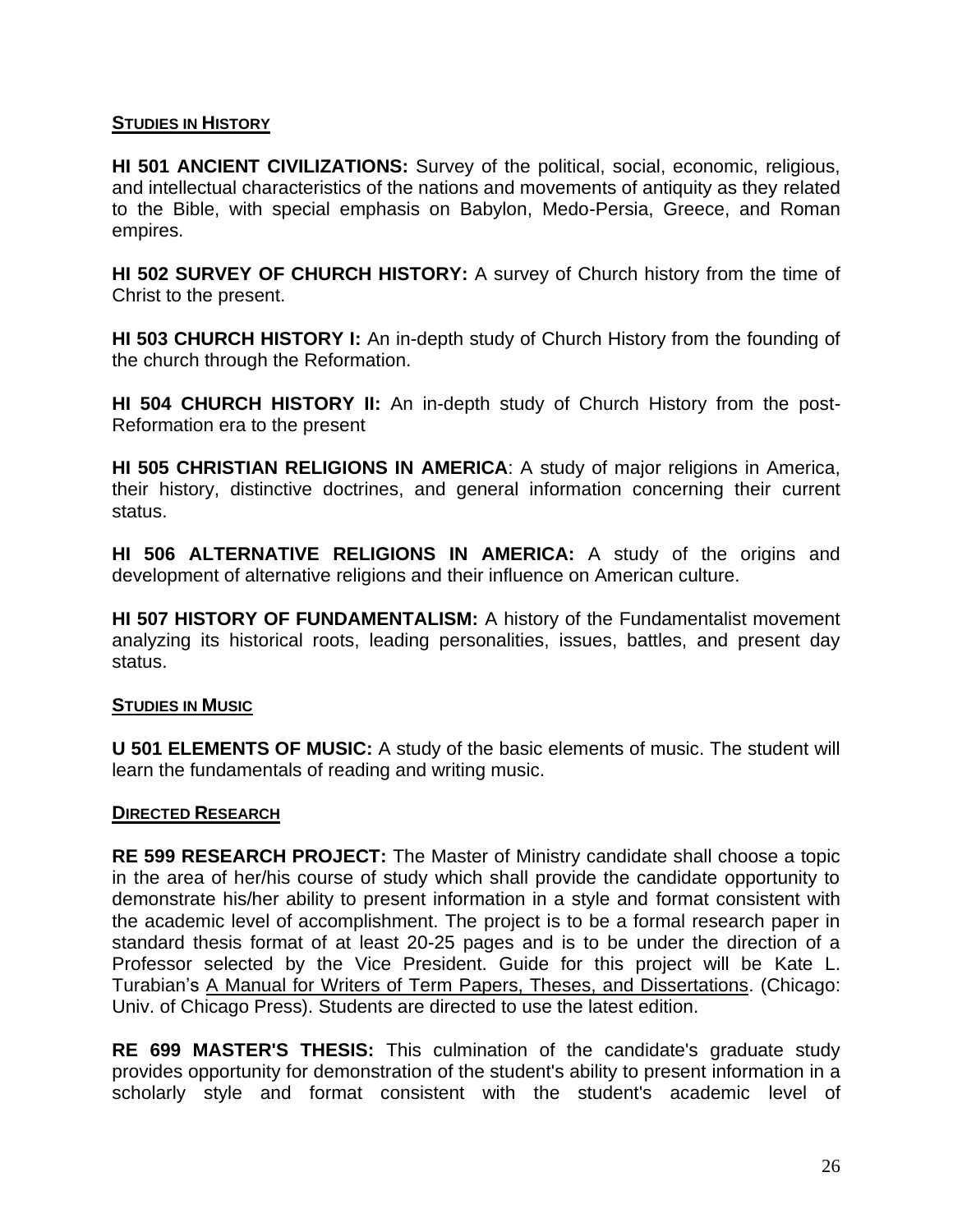## STUDIES IN HISTORY

**HI 501 ANCIENT CIVILIZATIONS:** Survey of the political, social, economic, religious, and intellectual characteristics of the nations and movements of antiquity as they related to the Bible, with special emphasis on Babylon, Medo-Persia, Greece, and Roman empires.

**HI 502 SURVEY OF CHURCH HISTORY:** A survey of Church history from the time of Christ to the present.

**HI 503 CHURCH HISTORY I:** An in-depth study of Church History from the founding of the church through the Reformation.

**HI 504 CHURCH HISTORY II:** An in-depth study of Church History from the post-Reformation era to the present

**HI 505 CHRISTIAN RELIGIONS IN AMERICA**: A study of major religions in America, their history, distinctive doctrines, and general information concerning their current status.

**HI 506 ALTERNATIVE RELIGIONS IN AMERICA:** A study of the origins and development of alternative religions and their influence on American culture.

**HI 507 HISTORY OF FUNDAMENTALISM:** A history of the Fundamentalist movement analyzing its historical roots, leading personalities, issues, battles, and present day status.

## STUDIES IN MUSIC

**U 501 ELEMENTS OF MUSIC:** A study of the basic elements of music. The student will learn the fundamentals of reading and writing music.

## DIRECTED RESEARCH

**RE 599 RESEARCH PROJECT:** The Master of Ministry candidate shall choose a topic in the area of her/his course of study which shall provide the candidate opportunity to demonstrate his/her ability to present information in a style and format consistent with the academic level of accomplishment. The project is to be a formal research paper in standard thesis format of at least 20-25 pages and is to be under the direction of a Professor selected by the Vice President. Guide for this project will be Kate L. Turabian's A Manual for Writers of Term Papers, Theses, and Dissertations. (Chicago: Univ. of Chicago Press). Students are directed to use the latest edition.

**RE 699 MASTER'S THESIS:** This culmination of the candidate's graduate study provides opportunity for demonstration of the student's ability to present information in a scholarly style and format consistent with the student's academic level of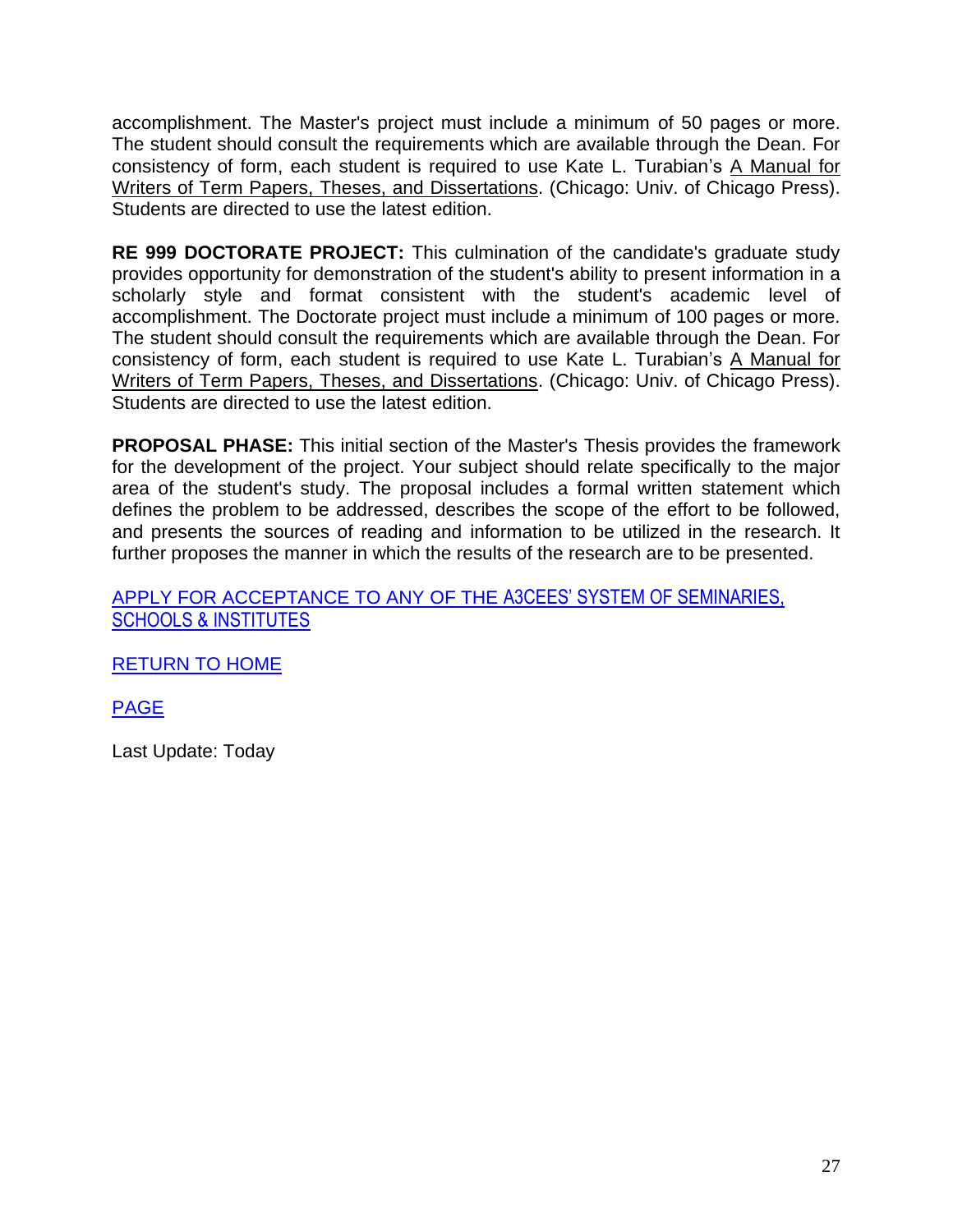accomplishment. The Master's project must include a minimum of 50 pages or more. The student should consult the requirements which are available through the Dean. For consistency of form, each student is required to use Kate L. Turabian's A Manual for Writers of Term Papers, Theses, and Dissertations. (Chicago: Univ. of Chicago Press). Students are directed to use the latest edition.

**RE 999 DOCTORATE PROJECT:** This culmination of the candidate's graduate study provides opportunity for demonstration of the student's ability to present information in a scholarly style and format consistent with the student's academic level of accomplishment. The Doctorate project must include a minimum of 100 pages or more. The student should consult the requirements which are available through the Dean. For consistency of form, each student is required to use Kate L. Turabian's A Manual for Writers of Term Papers, Theses, and Dissertations. (Chicago: Univ. of Chicago Press). Students are directed to use the latest edition.

**PROPOSAL PHASE:** This initial section of the Master's Thesis provides the framework for the development of the project. Your subject should relate specifically to the major area of the student's study. The proposal includes a formal written statement which defines the problem to be addressed, describes the scope of the effort to be followed, and presents the sources of reading and information to be utilized in the research. It further proposes the manner in which the results of the research are to be presented.

APPLY FOR ACCEPTANCE TO ANY OF THE A3CEES' SYSTEM OF SEMINARIES, SCHOOLS & INSTITUTES

RETURN TO HOME

PAGE

Last Update: Today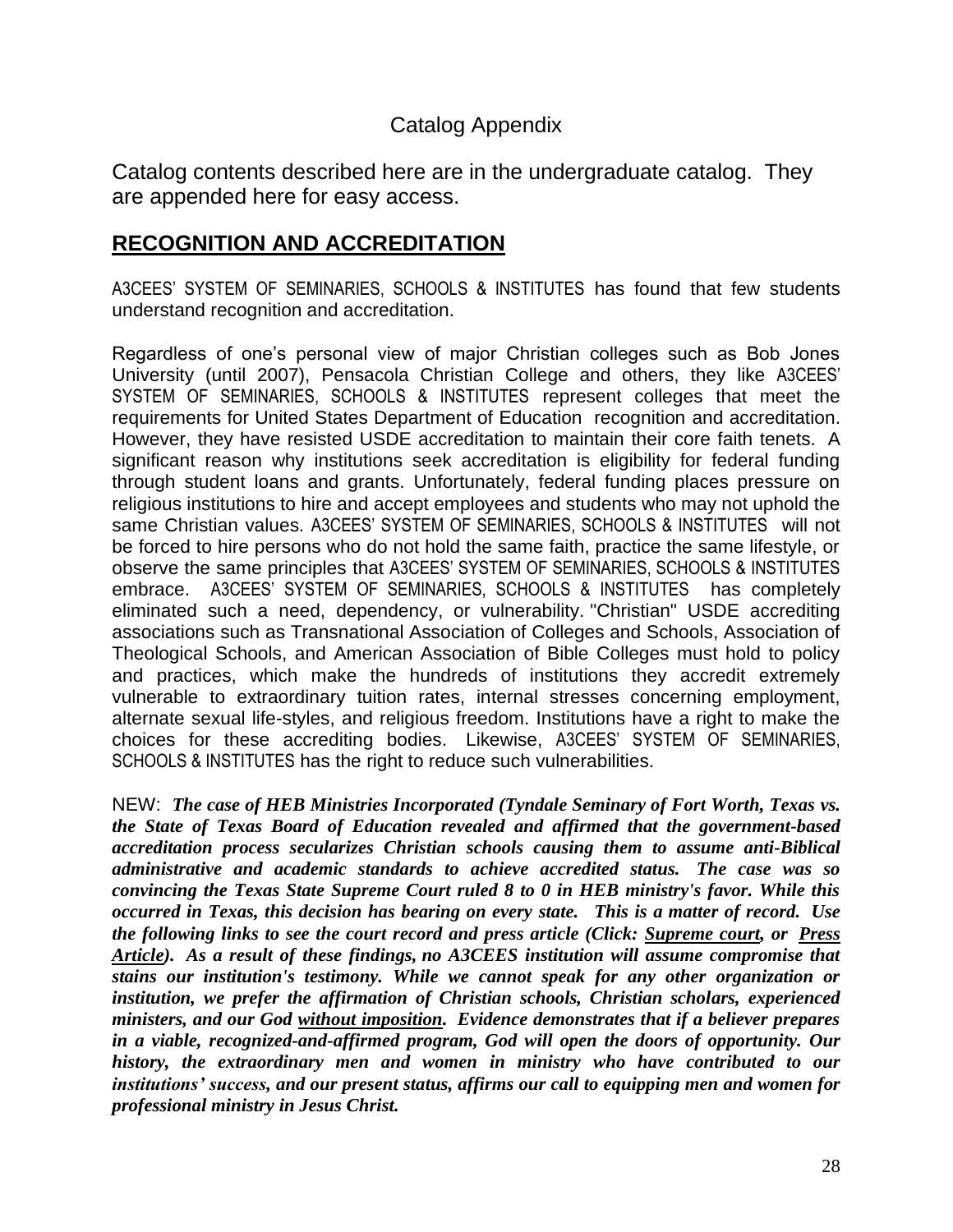Catalog Appendix

Catalog contents described here are in the undergraduate catalog. They are appended here for easy access.

## RECOGNITION AND ACCREDITATION

A3CEES' SYSTEM OF SEMINARIES, SCHOOLS & INSTITUTES has found that few students understand recognition and accreditation.

Regardless of one's personal view of major Christian colleges such as Bob Jones University (until 2007), Pensacola Christian College and others, they like A3CEES' SYSTEM OF SEMINARIES, SCHOOLS & INSTITUTES represent colleges that meet the requirements for United States Department of Education recognition and accreditation. However, they have resisted USDE accreditation to maintain their core faith tenets. A significant reason why institutions seek accreditation is eligibility for federal funding through student loans and grants. Unfortunately, federal funding places pressure on religious institutions to hire and accept employees and students who may not uphold the same Christian values. A3CEES' SYSTEM OF SEMINARIES, SCHOOLS & INSTITUTES will not be forced to hire persons who do not hold the same faith, practice the same lifestyle, or observe the same principles that A3CEES' SYSTEM OF SEMINARIES, SCHOOLS & INSTITUTES embrace. A3CEES' SYSTEM OF SEMINARIES, SCHOOLS & INSTITUTES has completely eliminated such a need, dependency, or vulnerability. "Christian" USDE accrediting associations such as Transnational Association of Colleges and Schools, Association of Theological Schools, and American Association of Bible Colleges must hold to policy and practices, which make the hundreds of institutions they accredit extremely vulnerable to extraordinary tuition rates, internal stresses concerning employment, alternate sexual life-styles, and religious freedom. Institutions have a right to make the choices for these accrediting bodies. Likewise, A3CEES' SYSTEM OF SEMINARIES, SCHOOLS & INSTITUTES has the right to reduce such vulnerabilities.

NEW: ***The case of HEB Ministries Incorporated (Tyndale Seminary of Fort Worth, Texas vs. the State of Texas Board of Education revealed and affirmed that the government-based accreditation process secularizes Christian schools causing them to assume anti-Biblical administrative and academic standards to achieve accredited status. The case was so convincing the Texas State Supreme Court ruled 8 to 0 in HEB ministry's favor. While this occurred in Texas, this decision has bearing on every state. This is a matter of record. Use the following links to see the court record and press article (Click: <u>Supreme court</u>, or <u>Press Article</u>). As a result of these findings, no A3CEES institution will assume compromise that stains our institution's testimony. While we cannot speak for any other organization or institution, we prefer the affirmation of Christian schools, Christian scholars, experienced ministers, and our God <u>without imposition</u>. Evidence demonstrates that if a believer prepares in a viable, recognized-and-affirmed program, God will open the doors of opportunity. Our history, the extraordinary men and women in ministry who have contributed to our institutions' success, and our present status, affirms our call to equipping men and women for professional ministry in Jesus Christ.***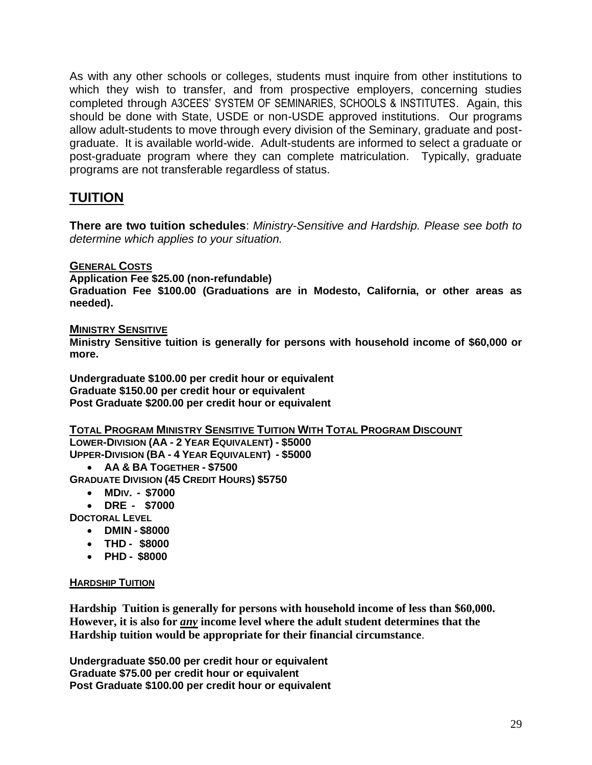As with any other schools or colleges, students must inquire from other institutions to which they wish to transfer, and from prospective employers, concerning studies completed through A3CEES' SYSTEM OF SEMINARIES, SCHOOLS & INSTITUTES. Again, this should be done with State, USDE or non-USDE approved institutions. Our programs allow adult-students to move through every division of the Seminary, graduate and post-graduate. It is available world-wide. Adult-students are informed to select a graduate or post-graduate program where they can complete matriculation. Typically, graduate programs are not transferable regardless of status.

## TUITION

**There are two tuition schedules**: *Ministry-Sensitive and Hardship. Please see both to determine which applies to your situation.*

**GENERAL COSTS**

**Application Fee $25.00 (non-refundable)**
**Graduation Fee $100.00 (Graduations are in Modesto, California, or other areas as needed).**

**MINISTRY SENSITIVE**

**Ministry Sensitive tuition is generally for persons with household income of $60,000 or more.**

**Undergraduate $100.00 per credit hour or equivalent**
**Graduate $150.00 per credit hour or equivalent**
**Post Graduate $200.00 per credit hour or equivalent**

**TOTAL PROGRAM MINISTRY SENSITIVE TUITION WITH TOTAL PROGRAM DISCOUNT**

**LOWER-DIVISION (AA - 2 YEAR EQUIVALENT) - $5000**
**UPPER-DIVISION (BA - 4 YEAR EQUIVALENT) - $5000**

- **AA & BA TOGETHER - $7500**

**GRADUATE DIVISION (45 CREDIT HOURS) $5750**

- **MDIV. - $7000**
- **DRE - $7000**

**DOCTORAL LEVEL**

- **DMIN - $8000**
- **THD - $8000**
- **PHD - $8000**

**HARDSHIP TUITION**

**Hardship Tuition is generally for persons with household income of less than $60,000. However, it is also for *any* income level where the adult student determines that the Hardship tuition would be appropriate for their financial circumstance**.

**Undergraduate $50.00 per credit hour or equivalent**
**Graduate $75.00 per credit hour or equivalent**
**Post Graduate $100.00 per credit hour or equivalent**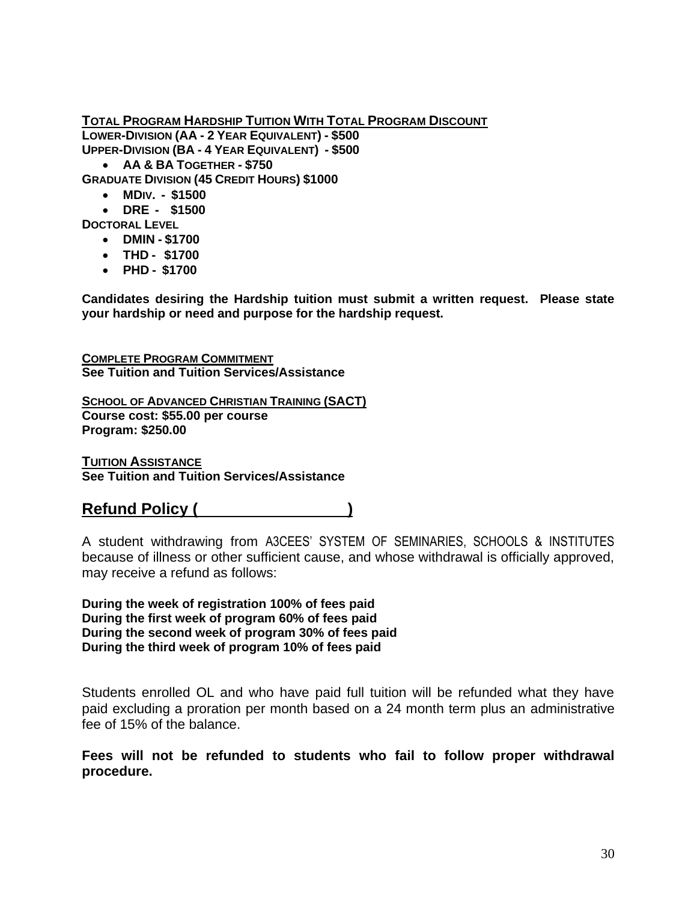**TOTAL PROGRAM HARDSHIP TUITION WITH TOTAL PROGRAM DISCOUNT**
**LOWER-DIVISION (AA - 2 YEAR EQUIVALENT) - $500**
**UPPER-DIVISION (BA - 4 YEAR EQUIVALENT) - $500**

- **AA & BA TOGETHER - $750**

**GRADUATE DIVISION (45 CREDIT HOURS) $1000**

- **MDIV. - $1500**
- **DRE - $1500**

**DOCTORAL LEVEL**

- **DMIN - $1700**
- **THD - $1700**
- **PHD - $1700**

**Candidates desiring the Hardship tuition must submit a written request. Please state your hardship or need and purpose for the hardship request.**

**COMPLETE PROGRAM COMMITMENT**
**See Tuition and Tuition Services/Assistance**

**SCHOOL OF ADVANCED CHRISTIAN TRAINING (SACT)**
**Course cost: $55.00 per course**
**Program: $250.00**

**TUITION ASSISTANCE**
**See Tuition and Tuition Services/Assistance**

## Refund Policy (                    )

A student withdrawing from A3CEES' SYSTEM OF SEMINARIES, SCHOOLS & INSTITUTES because of illness or other sufficient cause, and whose withdrawal is officially approved, may receive a refund as follows:

**During the week of registration 100% of fees paid**
**During the first week of program 60% of fees paid**
**During the second week of program 30% of fees paid**
**During the third week of program 10% of fees paid**

Students enrolled OL and who have paid full tuition will be refunded what they have paid excluding a proration per month based on a 24 month term plus an administrative fee of 15% of the balance.

**Fees will not be refunded to students who fail to follow proper withdrawal procedure.**